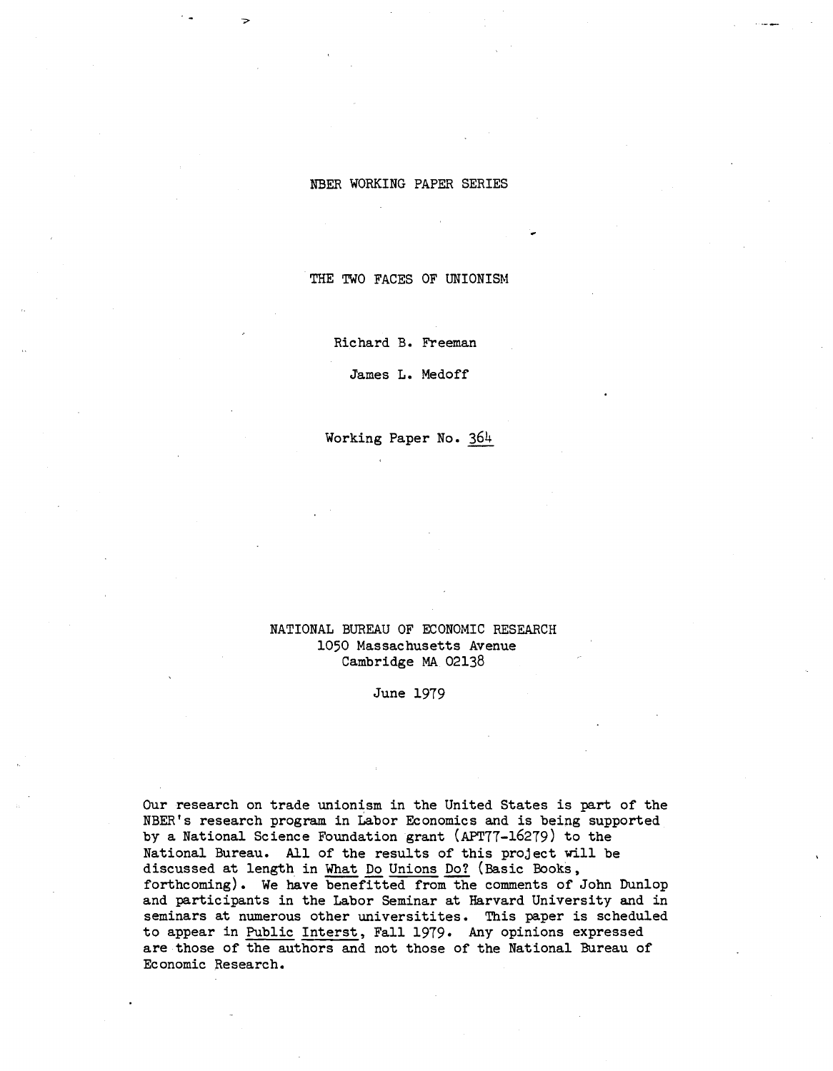NBER WORKING PAPER SERIES

# THE TWO FACES OF UNIONISM

Richard B. Freeman

James L. Medoff

Working Paper No. 364

NATIONAL BUREAU OF ECONOMIC RESEARCH
1050 Massachusetts Avenue
Cambridge MA 02138

June 1979

Our research on trade unionism in the United States is part of the NBER's research program in Labor Economics and is being supported by a National Science Foundation grant (APT77-16279) to the National Bureau. All of the results of this project will be discussed at length in What Do Unions Do? (Basic Books, forthcoming). We have benefitted from the comments of John Dunlop and participants in the Labor Seminar at Harvard University and in seminars at numerous other universitites. This paper is scheduled to appear in Public Interst, Fall 1979. Any opinions expressed are those of the authors and not those of the National Bureau of Economic Research.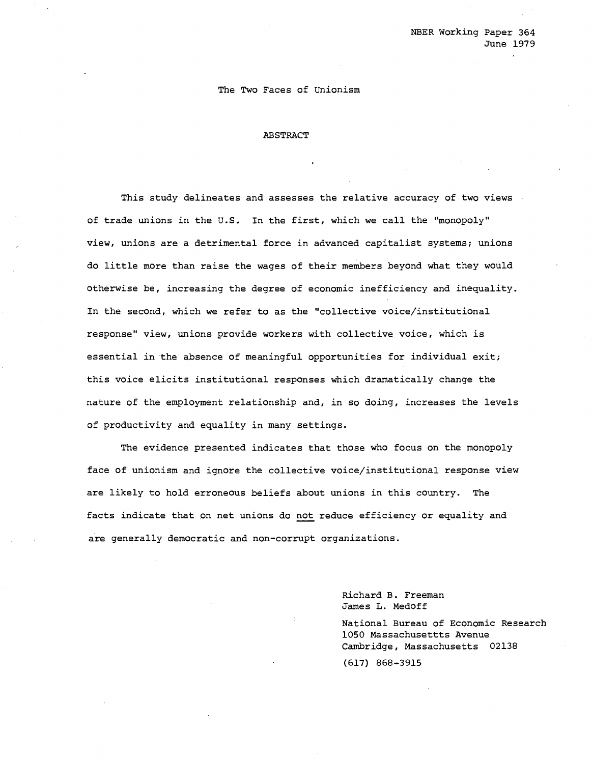NBER Working Paper 364
June 1979

# The Two Faces of Unionism

## ABSTRACT

This study delineates and assesses the relative accuracy of two views of trade unions in the U.S. In the first, which we call the "monopoly" view, unions are a detrimental force in advanced capitalist systems; unions do little more than raise the wages of their members beyond what they would otherwise be, increasing the degree of economic inefficiency and inequality. In the second, which we refer to as the "collective voice/institutional response" view, unions provide workers with collective voice, which is essential in the absence of meaningful opportunities for individual exit; this voice elicits institutional responses which dramatically change the nature of the employment relationship and, in so doing, increases the levels of productivity and equality in many settings.

The evidence presented indicates that those who focus on the monopoly face of unionism and ignore the collective voice/institutional response view are likely to hold erroneous beliefs about unions in this country. The facts indicate that on net unions do not reduce efficiency or equality and are generally democratic and non-corrupt organizations.

Richard B. Freeman
James L. Medoff

National Bureau of Economic Research
1050 Massachusettts Avenue
Cambridge, Massachusetts 02138

(617) 868-3915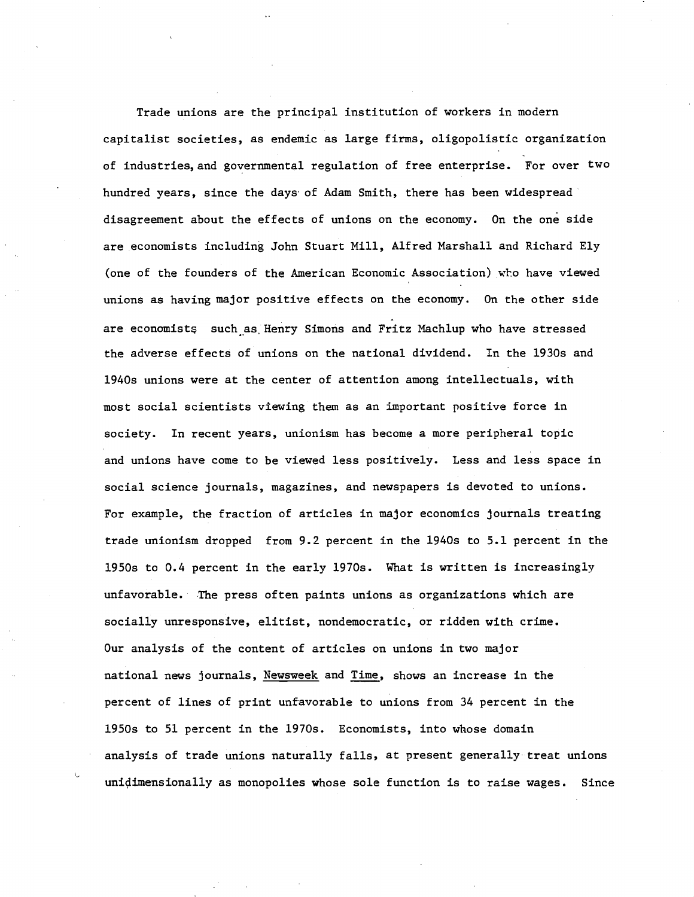Trade unions are the principal institution of workers in modern capitalist societies, as endemic as large firms, oligopolistic organization of industries, and governmental regulation of free enterprise. For over two hundred years, since the days of Adam Smith, there has been widespread disagreement about the effects of unions on the economy. On the one side are economists including John Stuart Mill, Alfred Marshall and Richard Ely (one of the founders of the American Economic Association) who have viewed unions as having major positive effects on the economy. On the other side are economists such as Henry Simons and Fritz Machlup who have stressed the adverse effects of unions on the national dividend. In the 1930s and 1940s unions were at the center of attention among intellectuals, with most social scientists viewing them as an important positive force in society. In recent years, unionism has become a more peripheral topic and unions have come to be viewed less positively. Less and less space in social science journals, magazines, and newspapers is devoted to unions. For example, the fraction of articles in major economics journals treating trade unionism dropped from 9.2 percent in the 1940s to 5.1 percent in the 1950s to 0.4 percent in the early 1970s. What is written is increasingly unfavorable. The press often paints unions as organizations which are socially unresponsive, elitist, nondemocratic, or ridden with crime. Our analysis of the content of articles on unions in two major national news journals, Newsweek and Time, shows an increase in the percent of lines of print unfavorable to unions from 34 percent in the 1950s to 51 percent in the 1970s. Economists, into whose domain analysis of trade unions naturally falls, at present generally treat unions unidimensionally as monopolies whose sole function is to raise wages. Since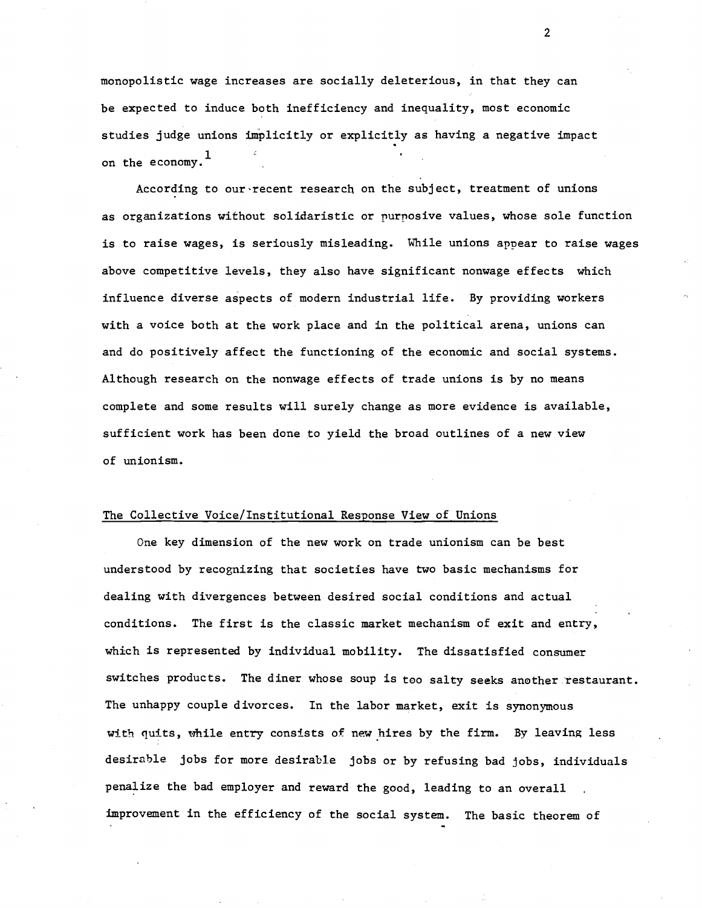monopolistic wage increases are socially deleterious, in that they can be expected to induce both inefficiency and inequality, most economic studies judge unions implicitly or explicitly as having a negative impact on the economy.[1]

According to our recent research on the subject, treatment of unions as organizations without solidaristic or purposive values, whose sole function is to raise wages, is seriously misleading. While unions appear to raise wages above competitive levels, they also have significant nonwage effects which influence diverse aspects of modern industrial life. By providing workers with a voice both at the work place and in the political arena, unions can and do positively affect the functioning of the economic and social systems. Although research on the nonwage effects of trade unions is by no means complete and some results will surely change as more evidence is available, sufficient work has been done to yield the broad outlines of a new view of unionism.

## The Collective Voice/Institutional Response View of Unions

One key dimension of the new work on trade unionism can be best understood by recognizing that societies have two basic mechanisms for dealing with divergences between desired social conditions and actual conditions. The first is the classic market mechanism of exit and entry, which is represented by individual mobility. The dissatisfied consumer switches products. The diner whose soup is too salty seeks another restaurant. The unhappy couple divorces. In the labor market, exit is synonymous with quits, while entry consists of new hires by the firm. By leaving less desirable jobs for more desirable jobs or by refusing bad jobs, individuals penalize the bad employer and reward the good, leading to an overall improvement in the efficiency of the social system. The basic theorem of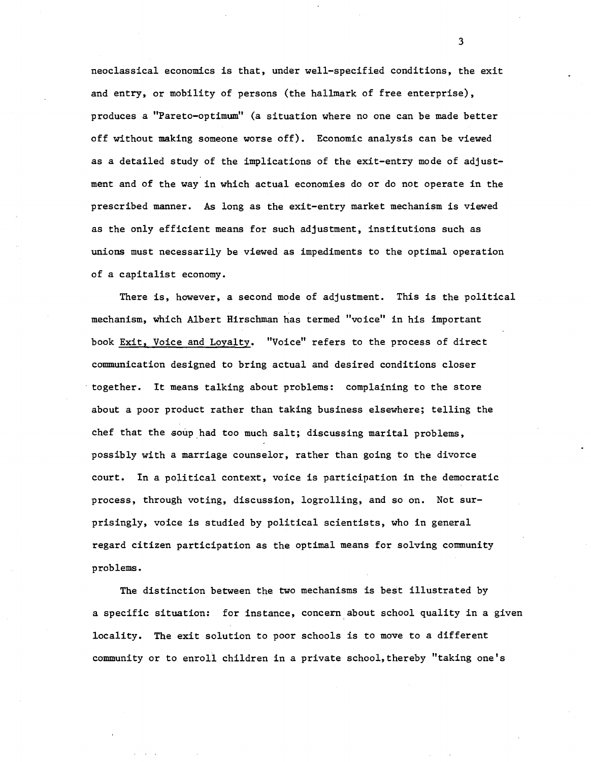neoclassical economics is that, under well-specified conditions, the exit and entry, or mobility of persons (the hallmark of free enterprise), produces a "Pareto-optimum" (a situation where no one can be made better off without making someone worse off). Economic analysis can be viewed as a detailed study of the implications of the exit-entry mode of adjustment and of the way in which actual economies do or do not operate in the prescribed manner. As long as the exit-entry market mechanism is viewed as the only efficient means for such adjustment, institutions such as unions must necessarily be viewed as impediments to the optimal operation of a capitalist economy.

There is, however, a second mode of adjustment. This is the political mechanism, which Albert Hirschman has termed "voice" in his important book Exit, Voice and Loyalty. "Voice" refers to the process of direct communication designed to bring actual and desired conditions closer together. It means talking about problems: complaining to the store about a poor product rather than taking business elsewhere; telling the chef that the soup had too much salt; discussing marital problems, possibly with a marriage counselor, rather than going to the divorce court. In a political context, voice is participation in the democratic process, through voting, discussion, logrolling, and so on. Not surprisingly, voice is studied by political scientists, who in general regard citizen participation as the optimal means for solving community problems.

The distinction between the two mechanisms is best illustrated by a specific situation: for instance, concern about school quality in a given locality. The exit solution to poor schools is to move to a different community or to enroll children in a private school, thereby "taking one's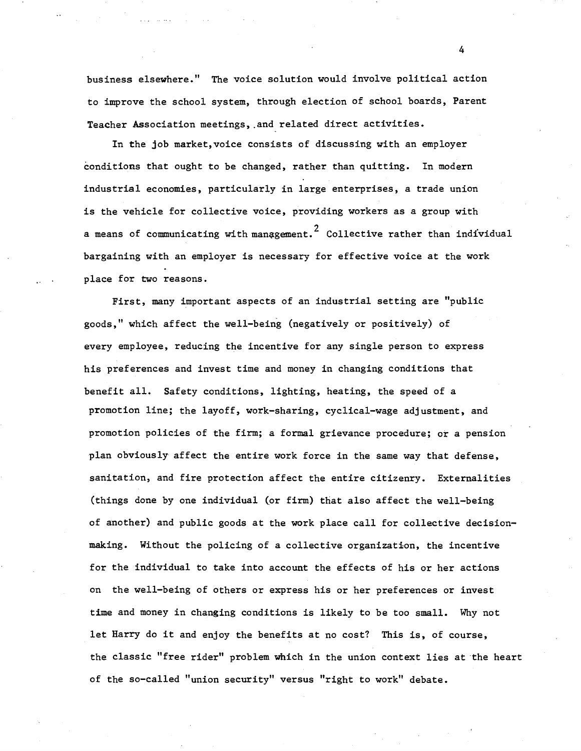business elsewhere." The voice solution would involve political action to improve the school system, through election of school boards, Parent Teacher Association meetings, and related direct activities.

In the job market, voice consists of discussing with an employer conditions that ought to be changed, rather than quitting. In modern industrial economies, particularly in large enterprises, a trade union is the vehicle for collective voice, providing workers as a group with a means of communicating with management.[2] Collective rather than individual bargaining with an employer is necessary for effective voice at the work place for two reasons.

First, many important aspects of an industrial setting are "public goods," which affect the well-being (negatively or positively) of every employee, reducing the incentive for any single person to express his preferences and invest time and money in changing conditions that benefit all. Safety conditions, lighting, heating, the speed of a promotion line; the layoff, work-sharing, cyclical-wage adjustment, and promotion policies of the firm; a formal grievance procedure; or a pension plan obviously affect the entire work force in the same way that defense, sanitation, and fire protection affect the entire citizenry. Externalities (things done by one individual (or firm) that also affect the well-being of another) and public goods at the work place call for collective decision-making. Without the policing of a collective organization, the incentive for the individual to take into account the effects of his or her actions on the well-being of others or express his or her preferences or invest time and money in changing conditions is likely to be too small. Why not let Harry do it and enjoy the benefits at no cost? This is, of course, the classic "free rider" problem which in the union context lies at the heart of the so-called "union security" versus "right to work" debate.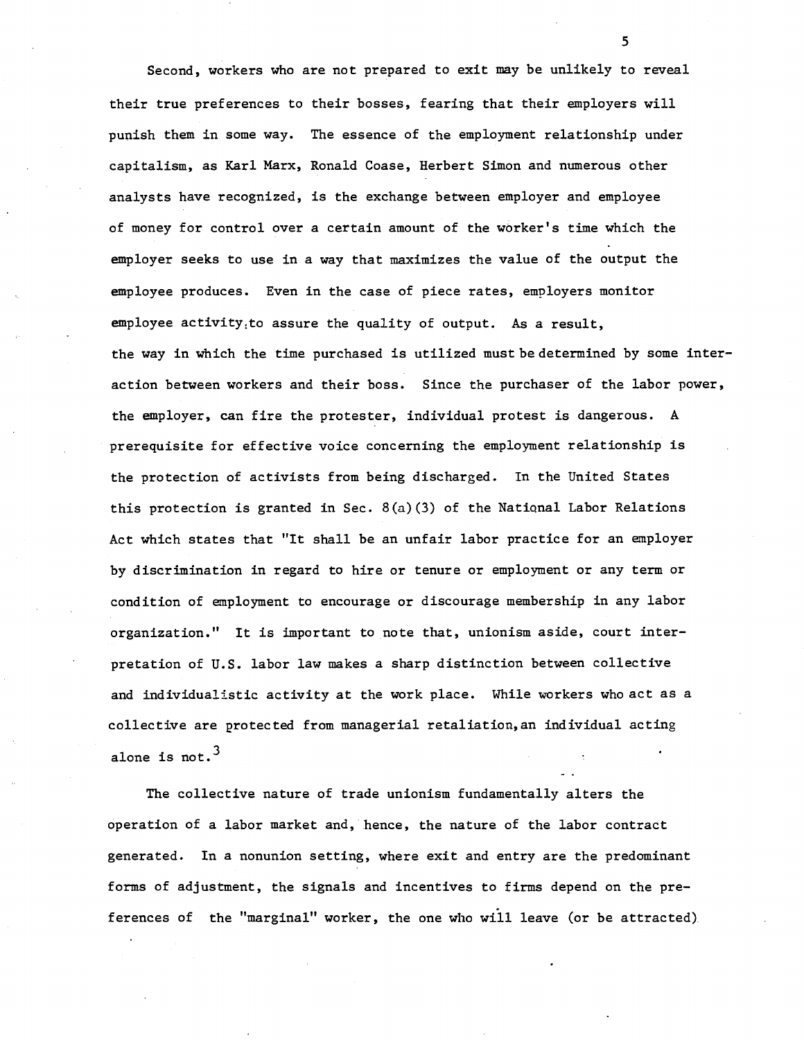Second, workers who are not prepared to exit may be unlikely to reveal their true preferences to their bosses, fearing that their employers will punish them in some way. The essence of the employment relationship under capitalism, as Karl Marx, Ronald Coase, Herbert Simon and numerous other analysts have recognized, is the exchange between employer and employee of money for control over a certain amount of the worker's time which the employer seeks to use in a way that maximizes the value of the output the employee produces. Even in the case of piece rates, employers monitor employee activity to assure the quality of output. As a result, the way in which the time purchased is utilized must be determined by some interaction between workers and their boss. Since the purchaser of the labor power, the employer, can fire the protester, individual protest is dangerous. A prerequisite for effective voice concerning the employment relationship is the protection of activists from being discharged. In the United States this protection is granted in Sec. 8(a)(3) of the National Labor Relations Act which states that "It shall be an unfair labor practice for an employer by discrimination in regard to hire or tenure or employment or any term or condition of employment to encourage or discourage membership in any labor organization." It is important to note that, unionism aside, court interpretation of U.S. labor law makes a sharp distinction between collective and individualistic activity at the work place. While workers who act as a collective are protected from managerial retaliation, an individual acting alone is not.[3]

The collective nature of trade unionism fundamentally alters the operation of a labor market and, hence, the nature of the labor contract generated. In a nonunion setting, where exit and entry are the predominant forms of adjustment, the signals and incentives to firms depend on the preferences of the "marginal" worker, the one who will leave (or be attracted)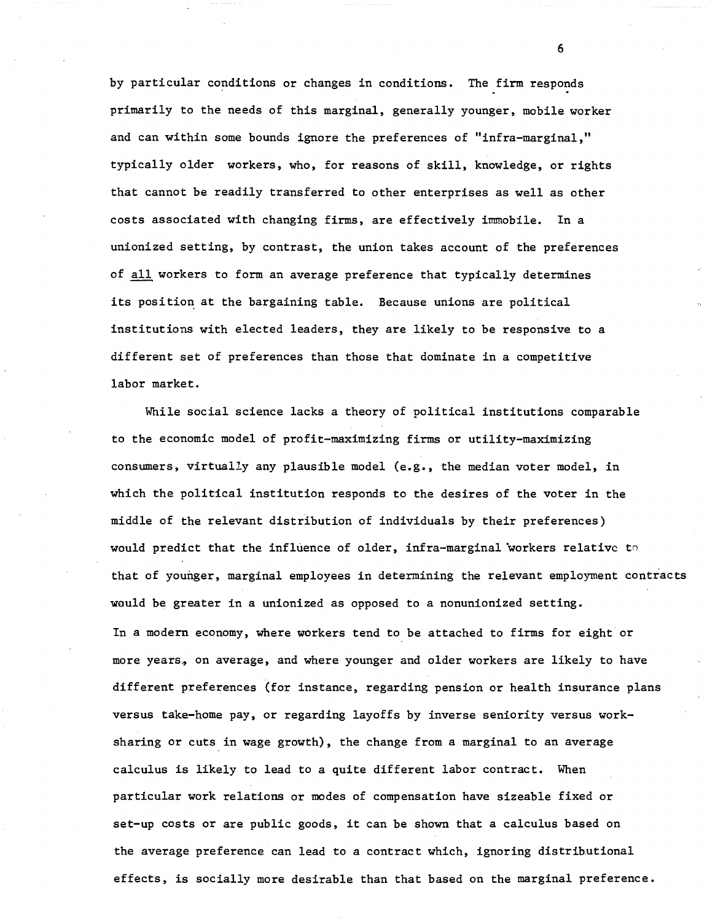by particular conditions or changes in conditions. The firm responds primarily to the needs of this marginal, generally younger, mobile worker and can within some bounds ignore the preferences of "infra-marginal," typically older workers, who, for reasons of skill, knowledge, or rights that cannot be readily transferred to other enterprises as well as other costs associated with changing firms, are effectively immobile. In a unionized setting, by contrast, the union takes account of the preferences of <u>all</u> workers to form an average preference that typically determines its position at the bargaining table. Because unions are political institutions with elected leaders, they are likely to be responsive to a different set of preferences than those that dominate in a competitive labor market.

While social science lacks a theory of political institutions comparable to the economic model of profit-maximizing firms or utility-maximizing consumers, virtually any plausible model (e.g., the median voter model, in which the political institution responds to the desires of the voter in the middle of the relevant distribution of individuals by their preferences) would predict that the influence of older, infra-marginal workers relative to that of younger, marginal employees in determining the relevant employment contracts would be greater in a unionized as opposed to a nonunionized setting. In a modern economy, where workers tend to be attached to firms for eight or more years, on average, and where younger and older workers are likely to have different preferences (for instance, regarding pension or health insurance plans versus take-home pay, or regarding layoffs by inverse seniority versus work-sharing or cuts in wage growth), the change from a marginal to an average calculus is likely to lead to a quite different labor contract. When particular work relations or modes of compensation have sizeable fixed or set-up costs or are public goods, it can be shown that a calculus based on the average preference can lead to a contract which, ignoring distributional effects, is socially more desirable than that based on the marginal preference.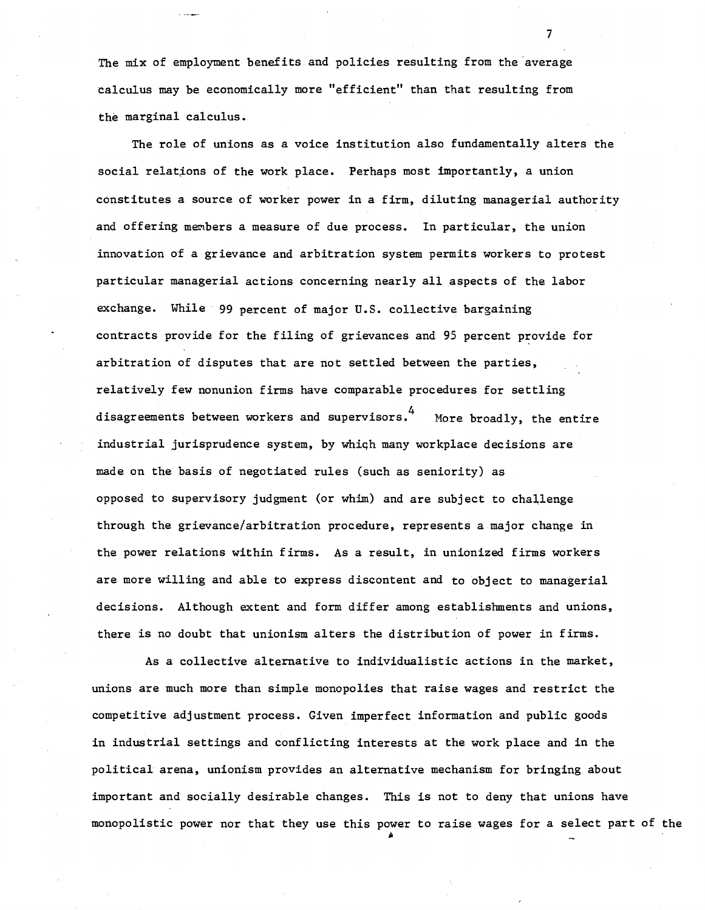The mix of employment benefits and policies resulting from the average calculus may be economically more "efficient" than that resulting from the marginal calculus.

The role of unions as a voice institution also fundamentally alters the social relations of the work place. Perhaps most importantly, a union constitutes a source of worker power in a firm, diluting managerial authority and offering members a measure of due process. In particular, the union innovation of a grievance and arbitration system permits workers to protest particular managerial actions concerning nearly all aspects of the labor exchange. While 99 percent of major U.S. collective bargaining contracts provide for the filing of grievances and 95 percent provide for arbitration of disputes that are not settled between the parties, relatively few nonunion firms have comparable procedures for settling disagreements between workers and supervisors.[4] More broadly, the entire industrial jurisprudence system, by which many workplace decisions are made on the basis of negotiated rules (such as seniority) as opposed to supervisory judgment (or whim) and are subject to challenge through the grievance/arbitration procedure, represents a major change in the power relations within firms. As a result, in unionized firms workers are more willing and able to express discontent and to object to managerial decisions. Although extent and form differ among establishments and unions, there is no doubt that unionism alters the distribution of power in firms.

As a collective alternative to individualistic actions in the market, unions are much more than simple monopolies that raise wages and restrict the competitive adjustment process. Given imperfect information and public goods in industrial settings and conflicting interests at the work place and in the political arena, unionism provides an alternative mechanism for bringing about important and socially desirable changes. This is not to deny that unions have monopolistic power nor that they use this power to raise wages for a select part of the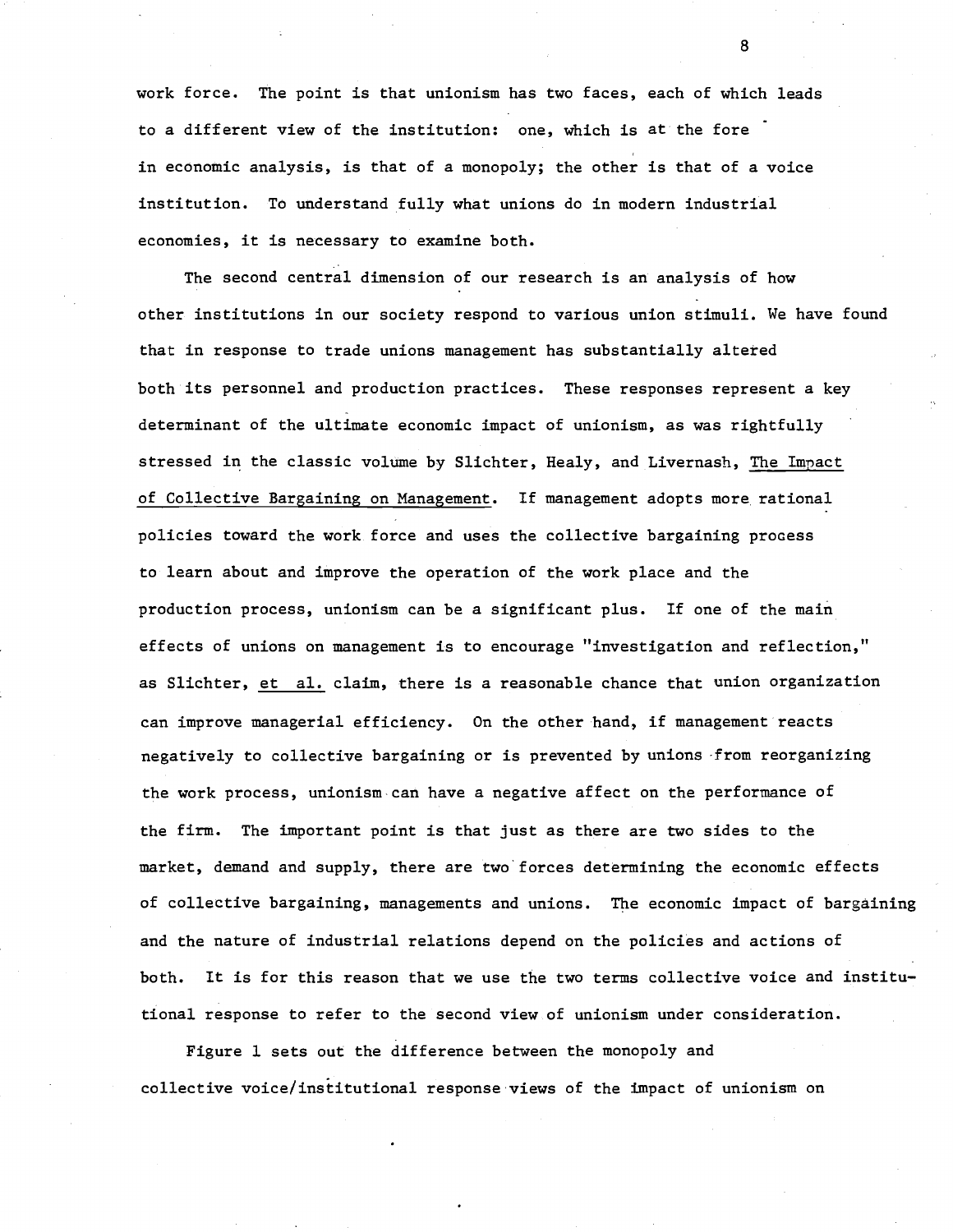work force. The point is that unionism has two faces, each of which leads to a different view of the institution: one, which is at the fore in economic analysis, is that of a monopoly; the other is that of a voice institution. To understand fully what unions do in modern industrial economies, it is necessary to examine both.

The second central dimension of our research is an analysis of how other institutions in our society respond to various union stimuli. We have found that in response to trade unions management has substantially altered both its personnel and production practices. These responses represent a key determinant of the ultimate economic impact of unionism, as was rightfully stressed in the classic volume by Slichter, Healy, and Livernash, The Impact of Collective Bargaining on Management. If management adopts more rational policies toward the work force and uses the collective bargaining process to learn about and improve the operation of the work place and the production process, unionism can be a significant plus. If one of the main effects of unions on management is to encourage "investigation and reflection," as Slichter, et al. claim, there is a reasonable chance that union organization can improve managerial efficiency. On the other hand, if management reacts negatively to collective bargaining or is prevented by unions from reorganizing the work process, unionism can have a negative affect on the performance of the firm. The important point is that just as there are two sides to the market, demand and supply, there are two forces determining the economic effects of collective bargaining, managements and unions. The economic impact of bargaining and the nature of industrial relations depend on the policies and actions of both. It is for this reason that we use the two terms collective voice and institutional response to refer to the second view of unionism under consideration.

Figure 1 sets out the difference between the monopoly and collective voice/institutional response views of the impact of unionism on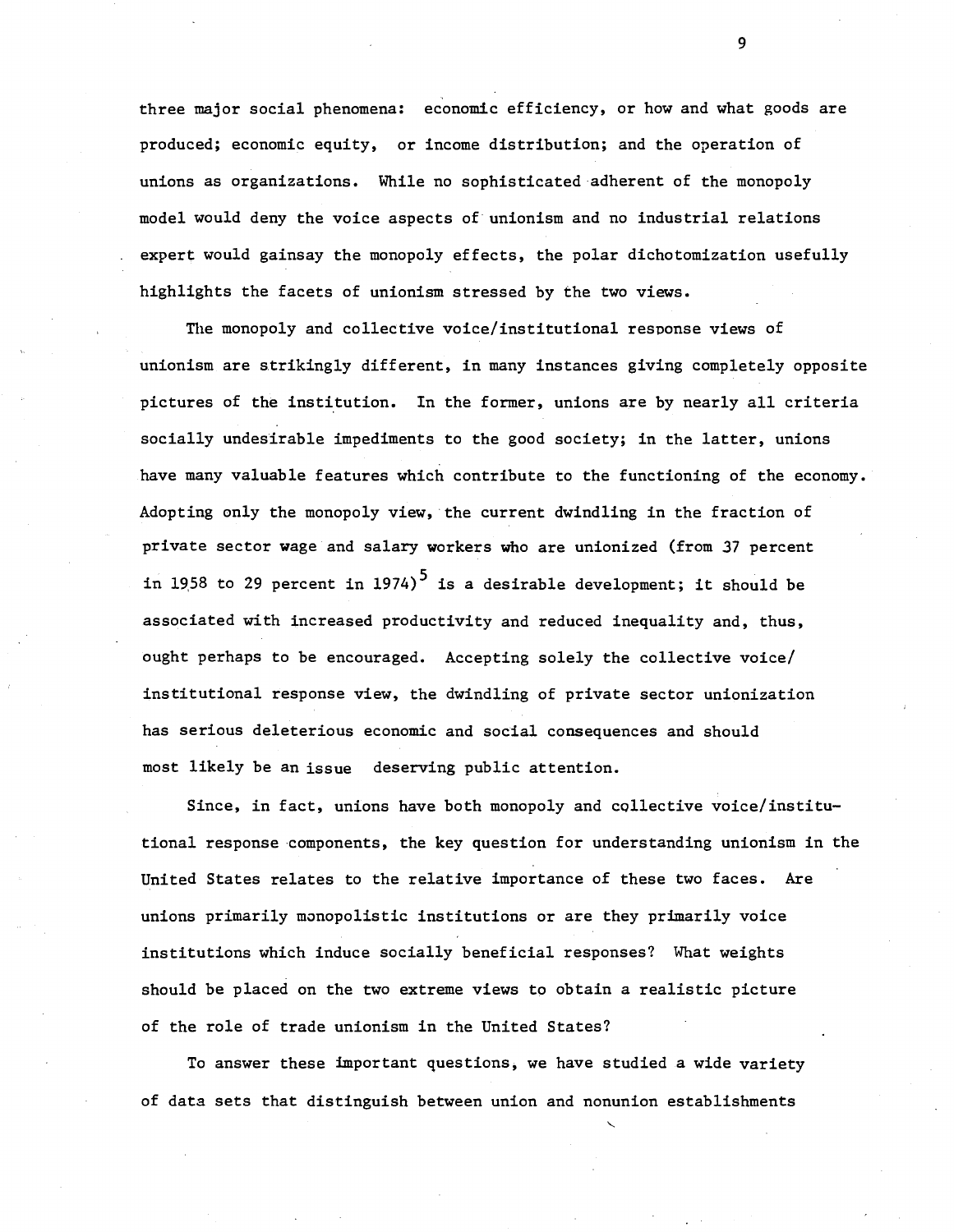three major social phenomena: economic efficiency, or how and what goods are produced; economic equity, or income distribution; and the operation of unions as organizations. While no sophisticated adherent of the monopoly model would deny the voice aspects of unionism and no industrial relations expert would gainsay the monopoly effects, the polar dichotomization usefully highlights the facets of unionism stressed by the two views.

The monopoly and collective voice/institutional response views of unionism are strikingly different, in many instances giving completely opposite pictures of the institution. In the former, unions are by nearly all criteria socially undesirable impediments to the good society; in the latter, unions have many valuable features which contribute to the functioning of the economy. Adopting only the monopoly view, the current dwindling in the fraction of private sector wage and salary workers who are unionized (from 37 percent in 1958 to 29 percent in 1974)[5] is a desirable development; it should be associated with increased productivity and reduced inequality and, thus, ought perhaps to be encouraged. Accepting solely the collective voice/institutional response view, the dwindling of private sector unionization has serious deleterious economic and social consequences and should most likely be an issue deserving public attention.

Since, in fact, unions have both monopoly and collective voice/institutional response components, the key question for understanding unionism in the United States relates to the relative importance of these two faces. Are unions primarily monopolistic institutions or are they primarily voice institutions which induce socially beneficial responses? What weights should be placed on the two extreme views to obtain a realistic picture of the role of trade unionism in the United States?

To answer these important questions, we have studied a wide variety of data sets that distinguish between union and nonunion establishments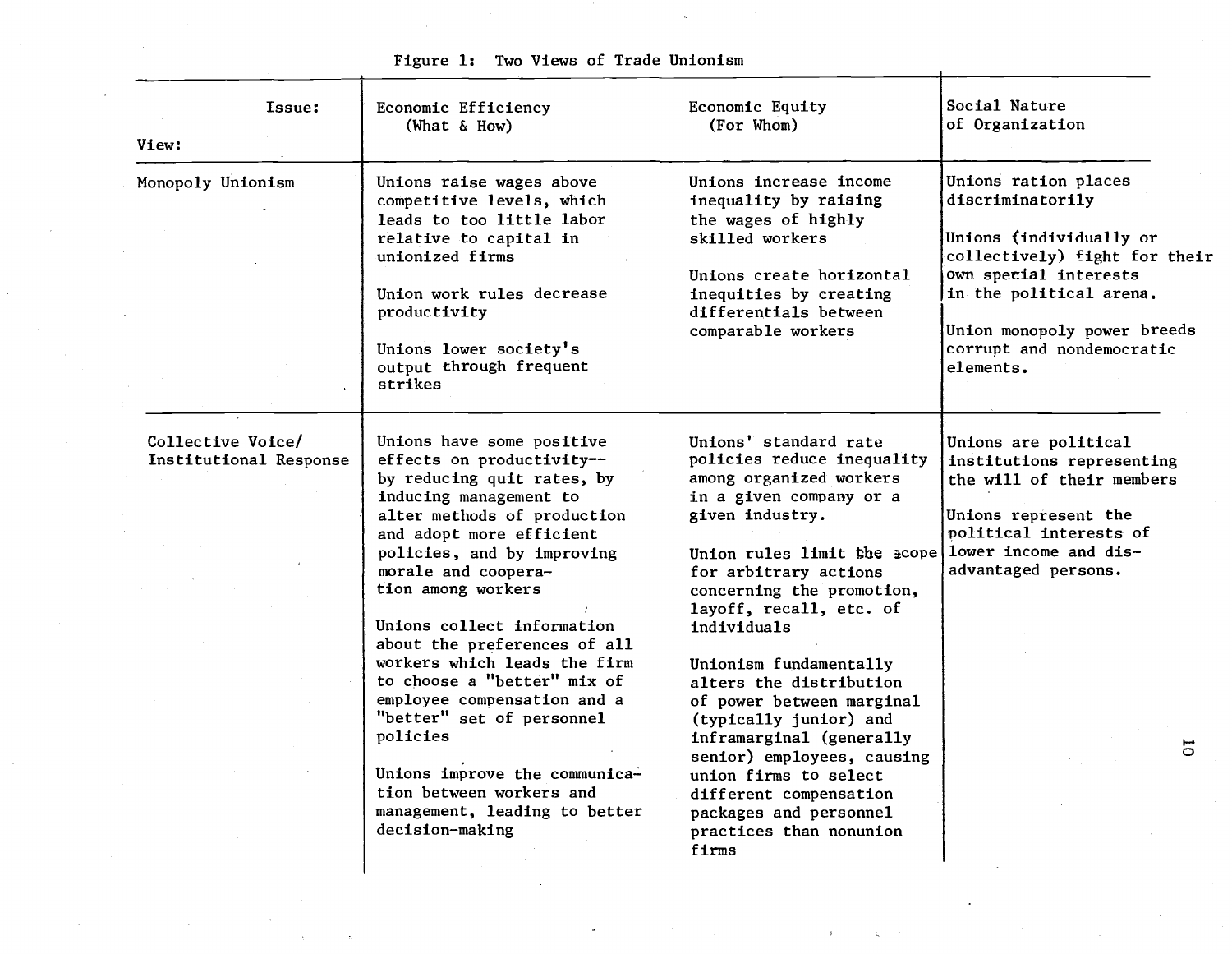Figure 1: Two Views of Trade Unionism

| Issue: / View: | Economic Efficiency (What & How) | Economic Equity (For Whom) | Social Nature of Organization |
|---|---|---|---|
| Monopoly Unionism | Unions raise wages above competitive levels, which leads to too little labor relative to capital in unionized firms<br><br>Union work rules decrease productivity<br><br>Unions lower society's output through frequent strikes | Unions increase income inequality by raising the wages of highly skilled workers<br><br>Unions create horizontal inequities by creating differentials between comparable workers | Unions ration places discriminatorily<br><br>Unions (individually or collectively) fight for their own special interests in the political arena.<br><br>Union monopoly power breeds corrupt and nondemocratic elements. |
| Collective Voice/ Institutional Response | Unions have some positive effects on productivity-- by reducing quit rates, by inducing management to alter methods of production and adopt more efficient policies, and by improving morale and cooperation among workers<br><br>Unions collect information about the preferences of all workers which leads the firm to choose a "better" mix of employee compensation and a "better" set of personnel policies<br><br>Unions improve the communication between workers and management, leading to better decision-making | Unions' standard rate policies reduce inequality among organized workers in a given company or a given industry.<br><br>Union rules limit the scope for arbitrary actions concerning the promotion, layoff, recall, etc. of individuals<br><br>Unionism fundamentally alters the distribution of power between marginal (typically junior) and inframarginal (generally senior) employees, causing union firms to select different compensation packages and personnel practices than nonunion firms | Unions are political institutions representing the will of their members<br><br>Unions represent the political interests of lower income and disadvantaged persons. |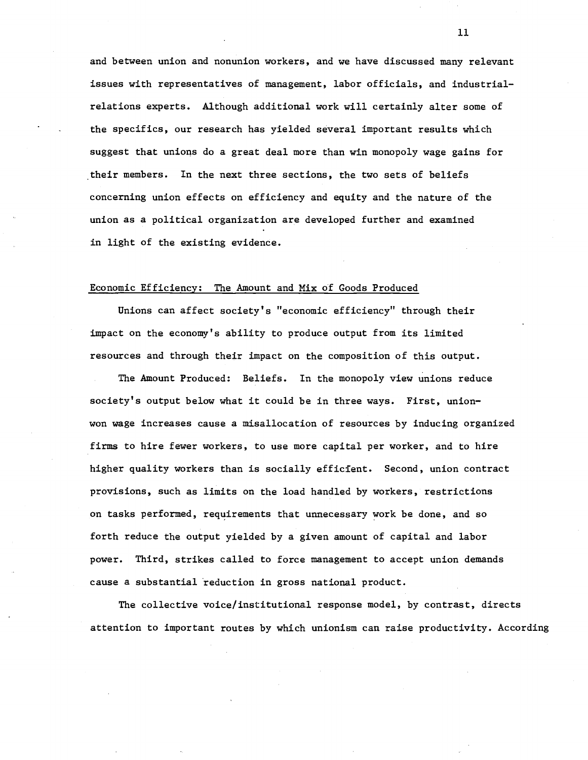and between union and nonunion workers, and we have discussed many relevant issues with representatives of management, labor officials, and industrial-relations experts. Although additional work will certainly alter some of the specifics, our research has yielded several important results which suggest that unions do a great deal more than win monopoly wage gains for their members. In the next three sections, the two sets of beliefs concerning union effects on efficiency and equity and the nature of the union as a political organization are developed further and examined in light of the existing evidence.

## Economic Efficiency: The Amount and Mix of Goods Produced

Unions can affect society's "economic efficiency" through their impact on the economy's ability to produce output from its limited resources and through their impact on the composition of this output.

The Amount Produced: Beliefs. In the monopoly view unions reduce society's output below what it could be in three ways. First, union-won wage increases cause a misallocation of resources by inducing organized firms to hire fewer workers, to use more capital per worker, and to hire higher quality workers than is socially efficient. Second, union contract provisions, such as limits on the load handled by workers, restrictions on tasks performed, requirements that unnecessary work be done, and so forth reduce the output yielded by a given amount of capital and labor power. Third, strikes called to force management to accept union demands cause a substantial reduction in gross national product.

The collective voice/institutional response model, by contrast, directs attention to important routes by which unionism can raise productivity. According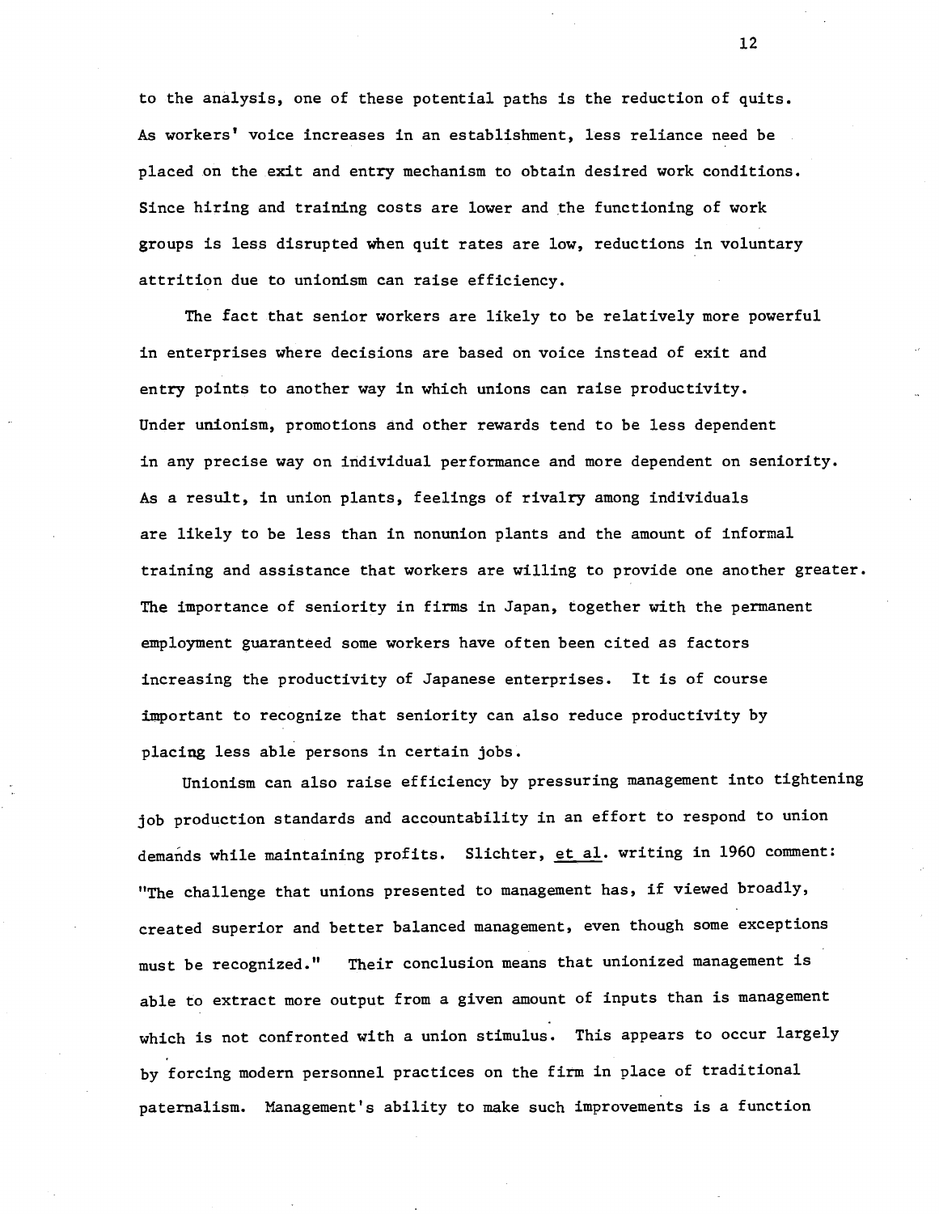to the analysis, one of these potential paths is the reduction of quits. As workers' voice increases in an establishment, less reliance need be placed on the exit and entry mechanism to obtain desired work conditions. Since hiring and training costs are lower and the functioning of work groups is less disrupted when quit rates are low, reductions in voluntary attrition due to unionism can raise efficiency.

The fact that senior workers are likely to be relatively more powerful in enterprises where decisions are based on voice instead of exit and entry points to another way in which unions can raise productivity. Under unionism, promotions and other rewards tend to be less dependent in any precise way on individual performance and more dependent on seniority. As a result, in union plants, feelings of rivalry among individuals are likely to be less than in nonunion plants and the amount of informal training and assistance that workers are willing to provide one another greater. The importance of seniority in firms in Japan, together with the permanent employment guaranteed some workers have often been cited as factors increasing the productivity of Japanese enterprises. It is of course important to recognize that seniority can also reduce productivity by placing less able persons in certain jobs.

Unionism can also raise efficiency by pressuring management into tightening job production standards and accountability in an effort to respond to union demands while maintaining profits. Slichter, et al. writing in 1960 comment: "The challenge that unions presented to management has, if viewed broadly, created superior and better balanced management, even though some exceptions must be recognized." Their conclusion means that unionized management is able to extract more output from a given amount of inputs than is management which is not confronted with a union stimulus. This appears to occur largely by forcing modern personnel practices on the firm in place of traditional paternalism. Management's ability to make such improvements is a function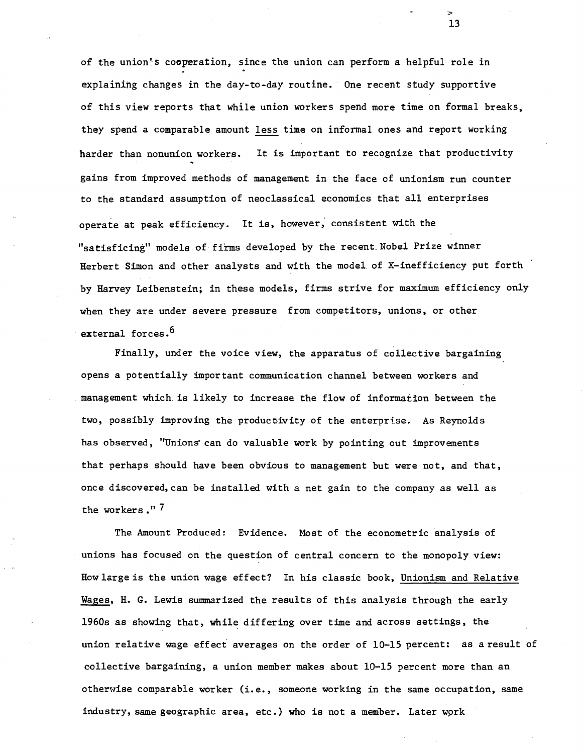of the union's cooperation, since the union can perform a helpful role in explaining changes in the day-to-day routine. One recent study supportive of this view reports that while union workers spend more time on formal breaks, they spend a comparable amount less time on informal ones and report working harder than nonunion workers. It is important to recognize that productivity gains from improved methods of management in the face of unionism run counter to the standard assumption of neoclassical economics that all enterprises operate at peak efficiency. It is, however, consistent with the "satisficing" models of firms developed by the recent Nobel Prize winner Herbert Simon and other analysts and with the model of X-inefficiency put forth by Harvey Leibenstein; in these models, firms strive for maximum efficiency only when they are under severe pressure from competitors, unions, or other external forces.[6]

Finally, under the voice view, the apparatus of collective bargaining opens a potentially important communication channel between workers and management which is likely to increase the flow of information between the two, possibly improving the productivity of the enterprise. As Reynolds has observed, "Unions can do valuable work by pointing out improvements that perhaps should have been obvious to management but were not, and that, once discovered, can be installed with a net gain to the company as well as the workers."[7]

The Amount Produced: Evidence. Most of the econometric analysis of unions has focused on the question of central concern to the monopoly view: How large is the union wage effect? In his classic book, Unionism and Relative Wages, H. G. Lewis summarized the results of this analysis through the early 1960s as showing that, while differing over time and across settings, the union relative wage effect averages on the order of 10-15 percent: as a result of collective bargaining, a union member makes about 10-15 percent more than an otherwise comparable worker (i.e., someone working in the same occupation, same industry, same geographic area, etc.) who is not a member. Later work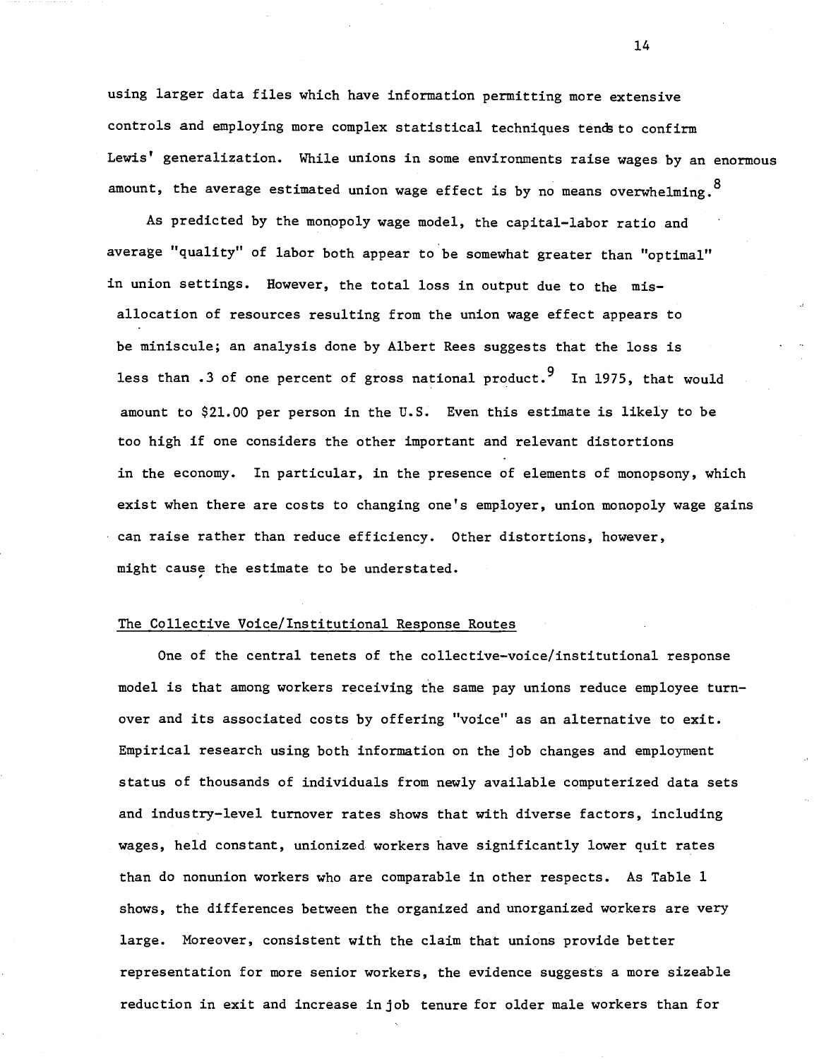using larger data files which have information permitting more extensive controls and employing more complex statistical techniques tends to confirm Lewis' generalization. While unions in some environments raise wages by an enormous amount, the average estimated union wage effect is by no means overwhelming.[8]

As predicted by the monopoly wage model, the capital-labor ratio and average "quality" of labor both appear to be somewhat greater than "optimal" in union settings. However, the total loss in output due to the misallocation of resources resulting from the union wage effect appears to be miniscule; an analysis done by Albert Rees suggests that the loss is less than .3 of one percent of gross national product.[9] In 1975, that would amount to $21.00 per person in the U.S. Even this estimate is likely to be too high if one considers the other important and relevant distortions in the economy. In particular, in the presence of elements of monopsony, which exist when there are costs to changing one's employer, union monopoly wage gains can raise rather than reduce efficiency. Other distortions, however, might cause the estimate to be understated.

## The Collective Voice/Institutional Response Routes

One of the central tenets of the collective-voice/institutional response model is that among workers receiving the same pay unions reduce employee turnover and its associated costs by offering "voice" as an alternative to exit. Empirical research using both information on the job changes and employment status of thousands of individuals from newly available computerized data sets and industry-level turnover rates shows that with diverse factors, including wages, held constant, unionized workers have significantly lower quit rates than do nonunion workers who are comparable in other respects. As Table 1 shows, the differences between the organized and unorganized workers are very large. Moreover, consistent with the claim that unions provide better representation for more senior workers, the evidence suggests a more sizeable reduction in exit and increase in job tenure for older male workers than for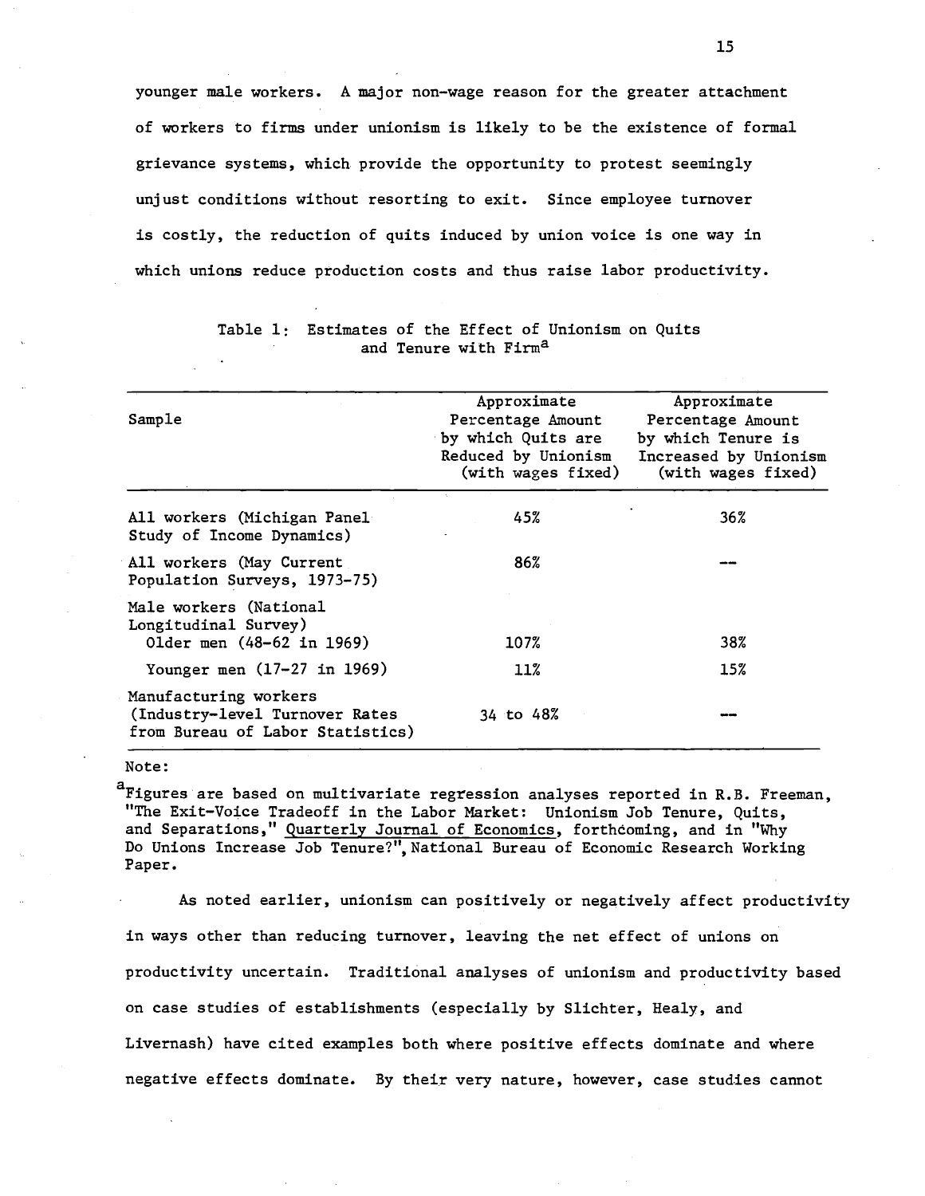younger male workers. A major non-wage reason for the greater attachment of workers to firms under unionism is likely to be the existence of formal grievance systems, which provide the opportunity to protest seemingly unjust conditions without resorting to exit. Since employee turnover is costly, the reduction of quits induced by union voice is one way in which unions reduce production costs and thus raise labor productivity.

Table 1: Estimates of the Effect of Unionism on Quits and Tenure with Firm[a]

| Sample | Approximate Percentage Amount by which Quits are Reduced by Unionism (with wages fixed) | Approximate Percentage Amount by which Tenure is Increased by Unionism (with wages fixed) |
|---|---|---|
| All workers (Michigan Panel Study of Income Dynamics) | 45% | 36% |
| All workers (May Current Population Surveys, 1973-75) | 86% | --- |
| Male workers (National Longitudinal Survey) | | |
| Older men (48-62 in 1969) | 107% | 38% |
| Younger men (17-27 in 1969) | 11% | 15% |
| Manufacturing workers (Industry-level Turnover Rates from Bureau of Labor Statistics) | 34 to 48% | --- |

Note:

[a]Figures are based on multivariate regression analyses reported in R.B. Freeman, "The Exit-Voice Tradeoff in the Labor Market: Unionism Job Tenure, Quits, and Separations," Quarterly Journal of Economics, forthcoming, and in "Why Do Unions Increase Job Tenure?", National Bureau of Economic Research Working Paper.

As noted earlier, unionism can positively or negatively affect productivity in ways other than reducing turnover, leaving the net effect of unions on productivity uncertain. Traditional analyses of unionism and productivity based on case studies of establishments (especially by Slichter, Healy, and Livernash) have cited examples both where positive effects dominate and where negative effects dominate. By their very nature, however, case studies cannot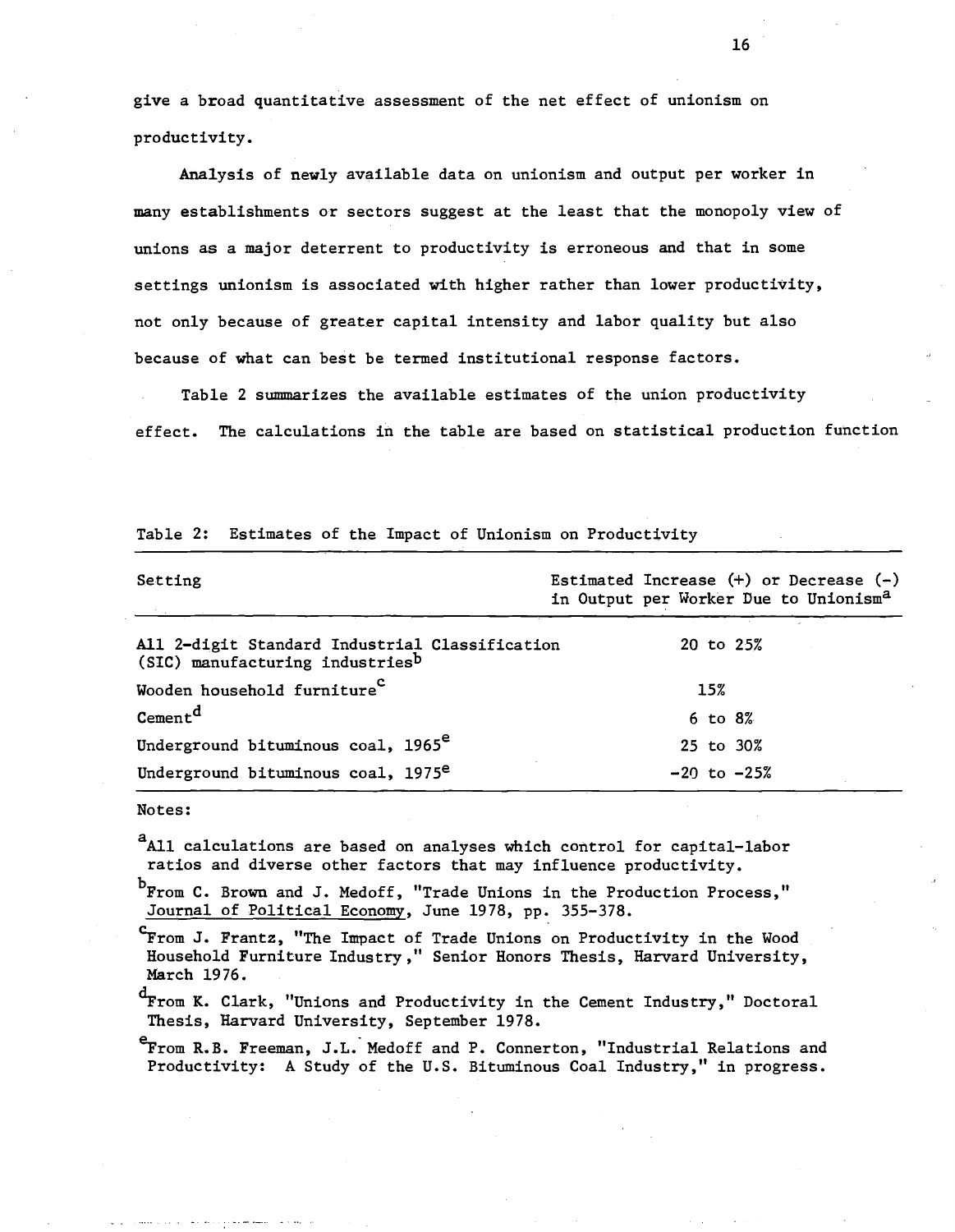give a broad quantitative assessment of the net effect of unionism on productivity.

Analysis of newly available data on unionism and output per worker in many establishments or sectors suggest at the least that the monopoly view of unions as a major deterrent to productivity is erroneous and that in some settings unionism is associated with higher rather than lower productivity, not only because of greater capital intensity and labor quality but also because of what can best be termed institutional response factors.

Table 2 summarizes the available estimates of the union productivity effect. The calculations in the table are based on statistical production function

Table 2: Estimates of the Impact of Unionism on Productivity

| Setting | Estimated Increase (+) or Decrease (-) in Output per Worker Due to Unionism[a] |
|---|---|
| All 2-digit Standard Industrial Classification (SIC) manufacturing industries[b] | 20 to 25% |
| Wooden household furniture[c] | 15% |
| Cement[d] | 6 to 8% |
| Underground bituminous coal, 1965[e] | 25 to 30% |
| Underground bituminous coal, 1975[e] | -20 to -25% |

Notes:

[a]All calculations are based on analyses which control for capital-labor ratios and diverse other factors that may influence productivity.

[b]From C. Brown and J. Medoff, "Trade Unions in the Production Process," Journal of Political Economy, June 1978, pp. 355-378.

[c]From J. Frantz, "The Impact of Trade Unions on Productivity in the Wood Household Furniture Industry," Senior Honors Thesis, Harvard University, March 1976.

[d]From K. Clark, "Unions and Productivity in the Cement Industry," Doctoral Thesis, Harvard University, September 1978.

[e]From R.B. Freeman, J.L. Medoff and P. Connerton, "Industrial Relations and Productivity: A Study of the U.S. Bituminous Coal Industry," in progress.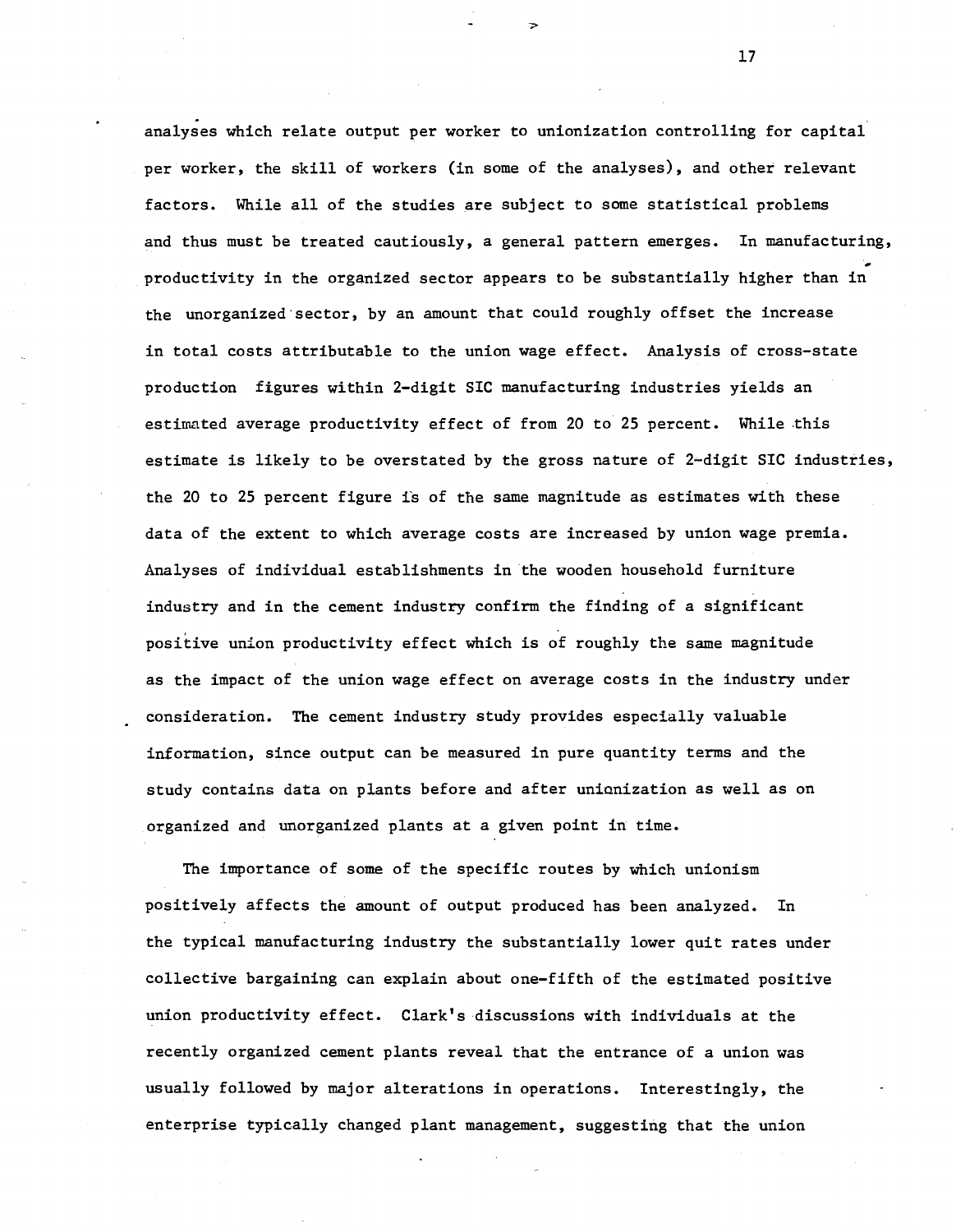analyses which relate output per worker to unionization controlling for capital per worker, the skill of workers (in some of the analyses), and other relevant factors. While all of the studies are subject to some statistical problems and thus must be treated cautiously, a general pattern emerges. In manufacturing, productivity in the organized sector appears to be substantially higher than in the unorganized sector, by an amount that could roughly offset the increase in total costs attributable to the union wage effect. Analysis of cross-state production figures within 2-digit SIC manufacturing industries yields an estimated average productivity effect of from 20 to 25 percent. While this estimate is likely to be overstated by the gross nature of 2-digit SIC industries, the 20 to 25 percent figure is of the same magnitude as estimates with these data of the extent to which average costs are increased by union wage premia. Analyses of individual establishments in the wooden household furniture industry and in the cement industry confirm the finding of a significant positive union productivity effect which is of roughly the same magnitude as the impact of the union wage effect on average costs in the industry under consideration. The cement industry study provides especially valuable information, since output can be measured in pure quantity terms and the study contains data on plants before and after unionization as well as on organized and unorganized plants at a given point in time.

The importance of some of the specific routes by which unionism positively affects the amount of output produced has been analyzed. In the typical manufacturing industry the substantially lower quit rates under collective bargaining can explain about one-fifth of the estimated positive union productivity effect. Clark's discussions with individuals at the recently organized cement plants reveal that the entrance of a union was usually followed by major alterations in operations. Interestingly, the enterprise typically changed plant management, suggesting that the union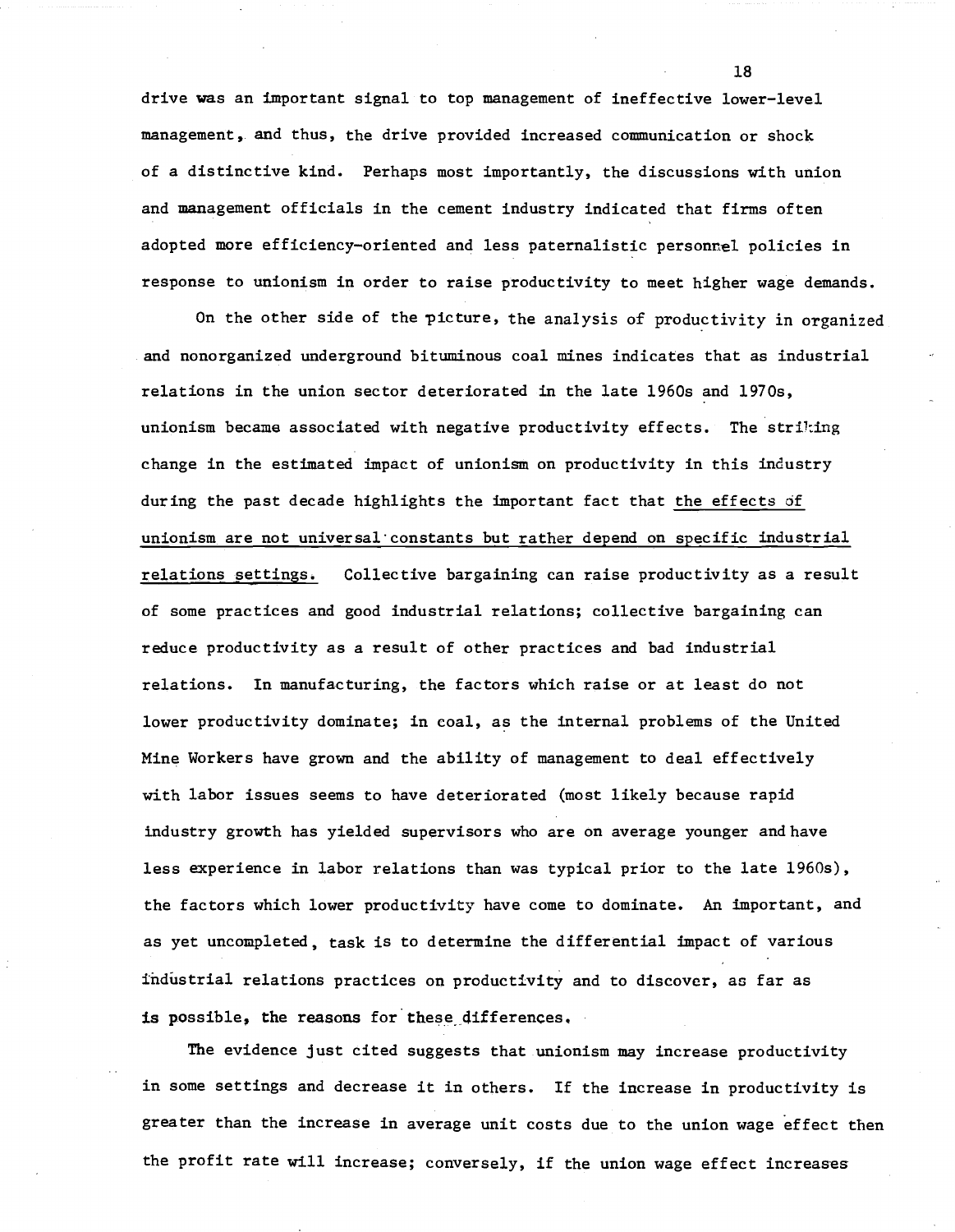drive was an important signal to top management of ineffective lower-level management, and thus, the drive provided increased communication or shock of a distinctive kind. Perhaps most importantly, the discussions with union and management officials in the cement industry indicated that firms often adopted more efficiency-oriented and less paternalistic personnel policies in response to unionism in order to raise productivity to meet higher wage demands.

On the other side of the picture, the analysis of productivity in organized and nonorganized underground bituminous coal mines indicates that as industrial relations in the union sector deteriorated in the late 1960s and 1970s, unionism became associated with negative productivity effects. The striking change in the estimated impact of unionism on productivity in this industry during the past decade highlights the important fact that <u>the effects of unionism are not universal constants but rather depend on specific industrial relations settings.</u> Collective bargaining can raise productivity as a result of some practices and good industrial relations; collective bargaining can reduce productivity as a result of other practices and bad industrial relations. In manufacturing, the factors which raise or at least do not lower productivity dominate; in coal, as the internal problems of the United Mine Workers have grown and the ability of management to deal effectively with labor issues seems to have deteriorated (most likely because rapid industry growth has yielded supervisors who are on average younger and have less experience in labor relations than was typical prior to the late 1960s), the factors which lower productivity have come to dominate. An important, and as yet uncompleted, task is to determine the differential impact of various industrial relations practices on productivity and to discover, as far as is possible, the reasons for these differences.

The evidence just cited suggests that unionism may increase productivity in some settings and decrease it in others. If the increase in productivity is greater than the increase in average unit costs due to the union wage effect then the profit rate will increase; conversely, if the union wage effect increases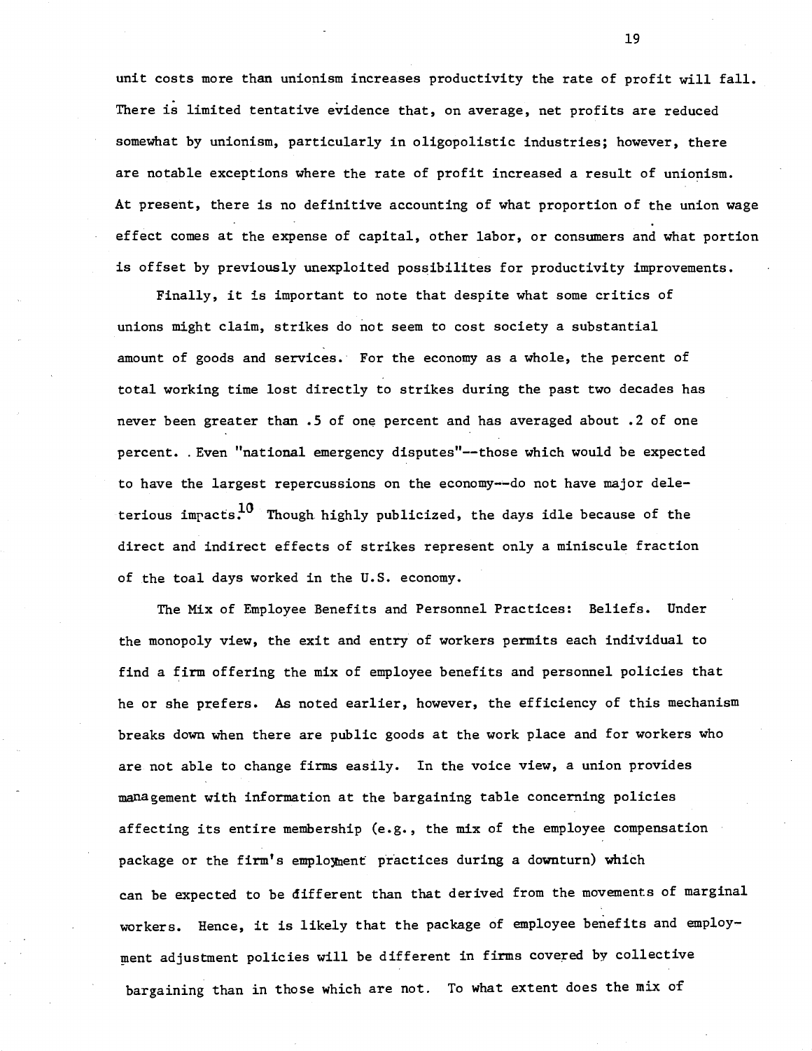unit costs more than unionism increases productivity the rate of profit will fall. There is limited tentative evidence that, on average, net profits are reduced somewhat by unionism, particularly in oligopolistic industries; however, there are notable exceptions where the rate of profit increased a result of unionism. At present, there is no definitive accounting of what proportion of the union wage effect comes at the expense of capital, other labor, or consumers and what portion is offset by previously unexploited possibilites for productivity improvements.

Finally, it is important to note that despite what some critics of unions might claim, strikes do not seem to cost society a substantial amount of goods and services. For the economy as a whole, the percent of total working time lost directly to strikes during the past two decades has never been greater than .5 of one percent and has averaged about .2 of one percent. Even "national emergency disputes"--those which would be expected to have the largest repercussions on the economy--do not have major deleterious impacts.[10] Though highly publicized, the days idle because of the direct and indirect effects of strikes represent only a miniscule fraction of the toal days worked in the U.S. economy.

The Mix of Employee Benefits and Personnel Practices: Beliefs. Under the monopoly view, the exit and entry of workers permits each individual to find a firm offering the mix of employee benefits and personnel policies that he or she prefers. As noted earlier, however, the efficiency of this mechanism breaks down when there are public goods at the work place and for workers who are not able to change firms easily. In the voice view, a union provides management with information at the bargaining table concerning policies affecting its entire membership (e.g., the mix of the employee compensation package or the firm's employment practices during a downturn) which can be expected to be different than that derived from the movements of marginal workers. Hence, it is likely that the package of employee benefits and employment adjustment policies will be different in firms covered by collective bargaining than in those which are not. To what extent does the mix of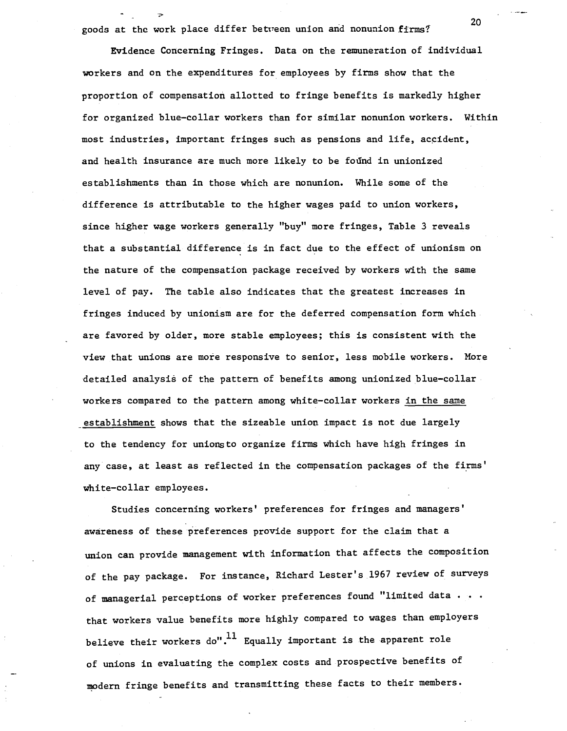goods at the work place differ between union and nonunion firms?

**Evidence Concerning Fringes.** Data on the remuneration of individual workers and on the expenditures for employees by firms show that the proportion of compensation allotted to fringe benefits is markedly higher for organized blue-collar workers than for similar nonunion workers. Within most industries, important fringes such as pensions and life, accident, and health insurance are much more likely to be found in unionized establishments than in those which are nonunion. While some of the difference is attributable to the higher wages paid to union workers, since higher wage workers generally "buy" more fringes, Table 3 reveals that a substantial difference is in fact due to the effect of unionism on the nature of the compensation package received by workers with the same level of pay. The table also indicates that the greatest increases in fringes induced by unionism are for the deferred compensation form which are favored by older, more stable employees; this is consistent with the view that unions are more responsive to senior, less mobile workers. More detailed analysis of the pattern of benefits among unionized blue-collar workers compared to the pattern among white-collar workers <u>in the same establishment</u> shows that the sizeable union impact is not due largely to the tendency for unions to organize firms which have high fringes in any case, at least as reflected in the compensation packages of the firms' white-collar employees.

Studies concerning workers' preferences for fringes and managers' awareness of these preferences provide support for the claim that a union can provide management with information that affects the composition of the pay package. For instance, Richard Lester's 1967 review of surveys of managerial perceptions of worker preferences found "limited data . . . that workers value benefits more highly compared to wages than employers believe their workers do".[11] Equally important is the apparent role of unions in evaluating the complex costs and prospective benefits of modern fringe benefits and transmitting these facts to their members.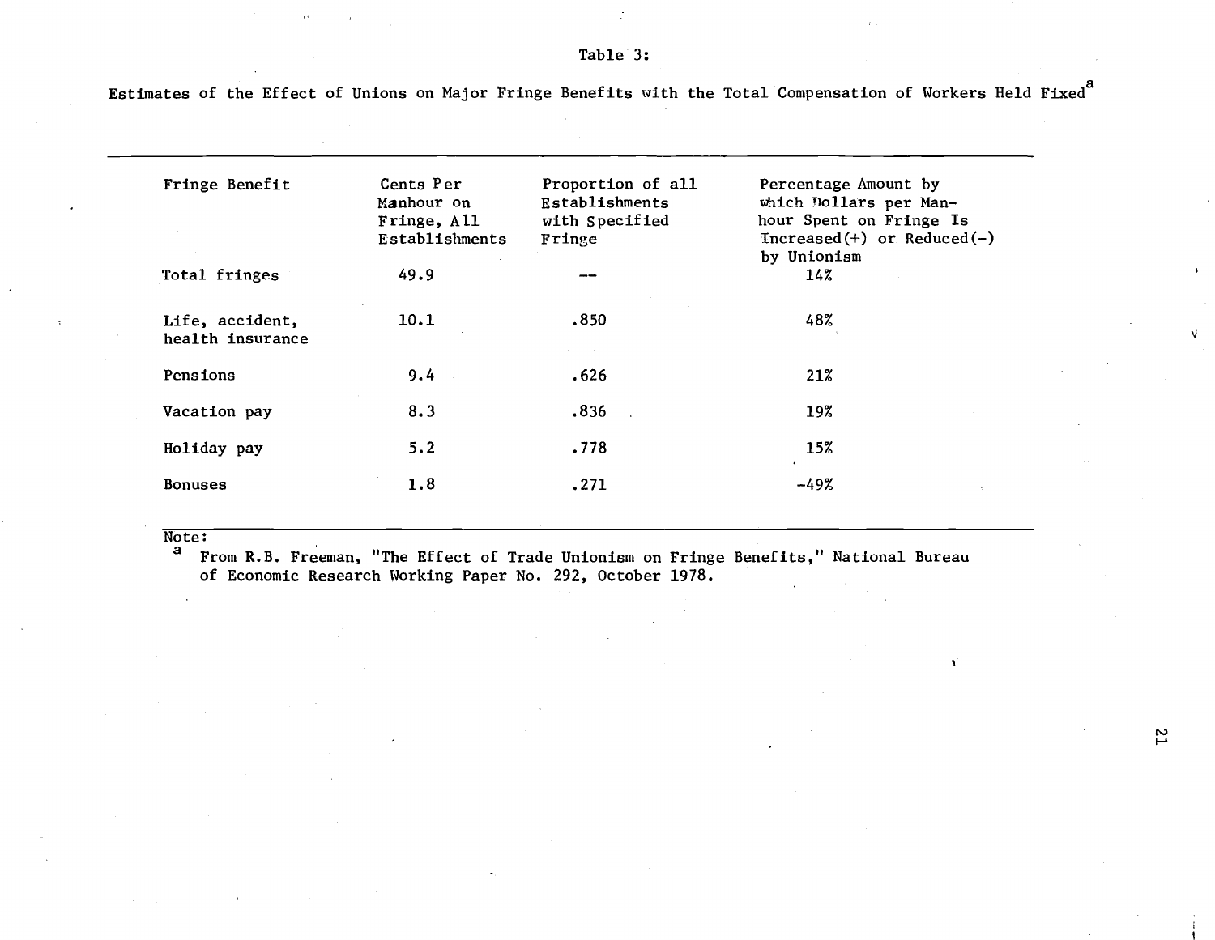Table 3:

Estimates of the Effect of Unions on Major Fringe Benefits with the Total Compensation of Workers Held Fixed[a]

| Fringe Benefit | Cents Per Manhour on Fringe, All Establishments | Proportion of all Establishments with Specified Fringe | Percentage Amount by which Dollars per Man-hour Spent on Fringe Is Increased(+) or Reduced(-) by Unionism |
|---|---|---|---|
| Total fringes | 49.9 | -- | 14% |
| Life, accident, health insurance | 10.1 | .850 | 48% |
| Pensions | 9.4 | .626 | 21% |
| Vacation pay | 8.3 | .836 | 19% |
| Holiday pay | 5.2 | .778 | 15% |
| Bonuses | 1.8 | .271 | -49% |

Note:
[a] From R.B. Freeman, "The Effect of Trade Unionism on Fringe Benefits," National Bureau of Economic Research Working Paper No. 292, October 1978.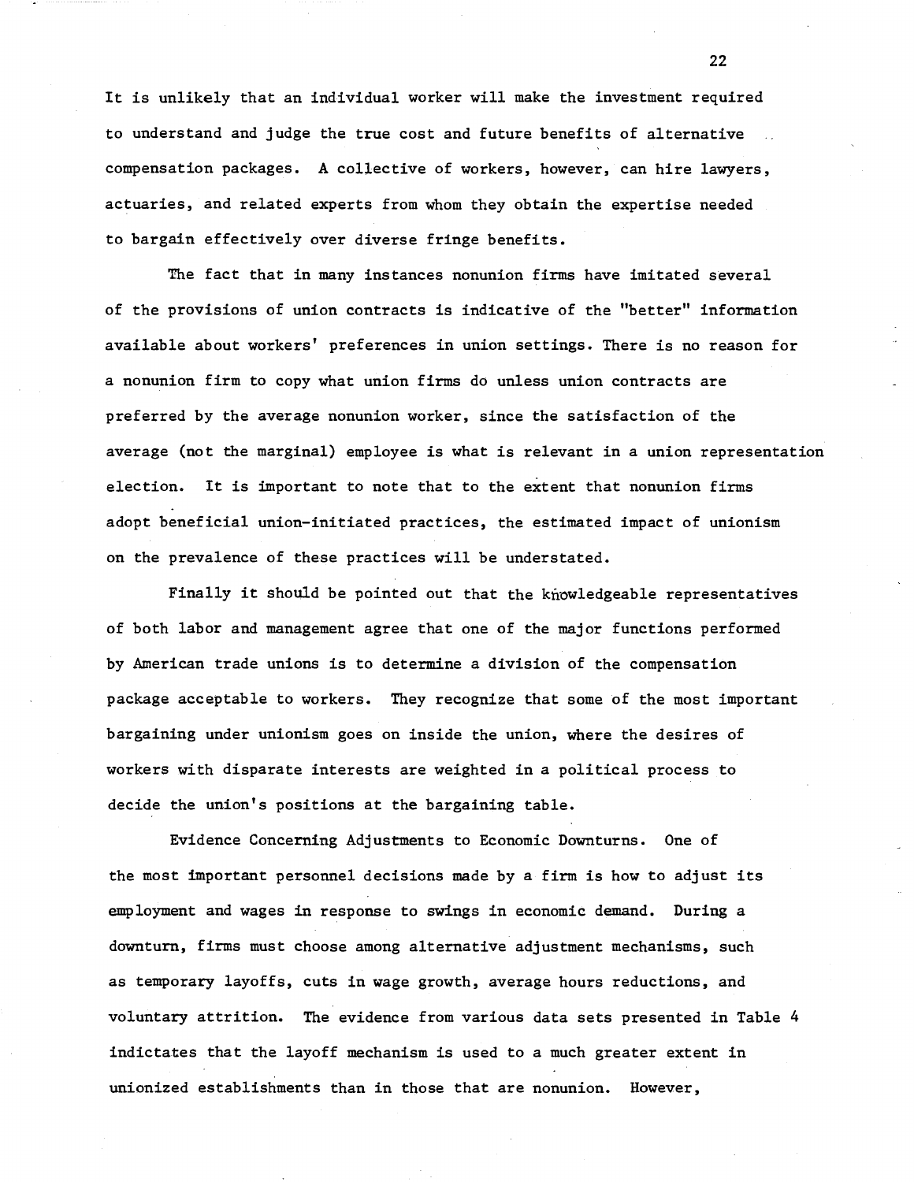It is unlikely that an individual worker will make the investment required to understand and judge the true cost and future benefits of alternative compensation packages. A collective of workers, however, can hire lawyers, actuaries, and related experts from whom they obtain the expertise needed to bargain effectively over diverse fringe benefits.

The fact that in many instances nonunion firms have imitated several of the provisions of union contracts is indicative of the "better" information available about workers' preferences in union settings. There is no reason for a nonunion firm to copy what union firms do unless union contracts are preferred by the average nonunion worker, since the satisfaction of the average (not the marginal) employee is what is relevant in a union representation election. It is important to note that to the extent that nonunion firms adopt beneficial union-initiated practices, the estimated impact of unionism on the prevalence of these practices will be understated.

Finally it should be pointed out that the knowledgeable representatives of both labor and management agree that one of the major functions performed by American trade unions is to determine a division of the compensation package acceptable to workers. They recognize that some of the most important bargaining under unionism goes on inside the union, where the desires of workers with disparate interests are weighted in a political process to decide the union's positions at the bargaining table.

Evidence Concerning Adjustments to Economic Downturns. One of the most important personnel decisions made by a firm is how to adjust its employment and wages in response to swings in economic demand. During a downturn, firms must choose among alternative adjustment mechanisms, such as temporary layoffs, cuts in wage growth, average hours reductions, and voluntary attrition. The evidence from various data sets presented in Table 4 indictates that the layoff mechanism is used to a much greater extent in unionized establishments than in those that are nonunion. However,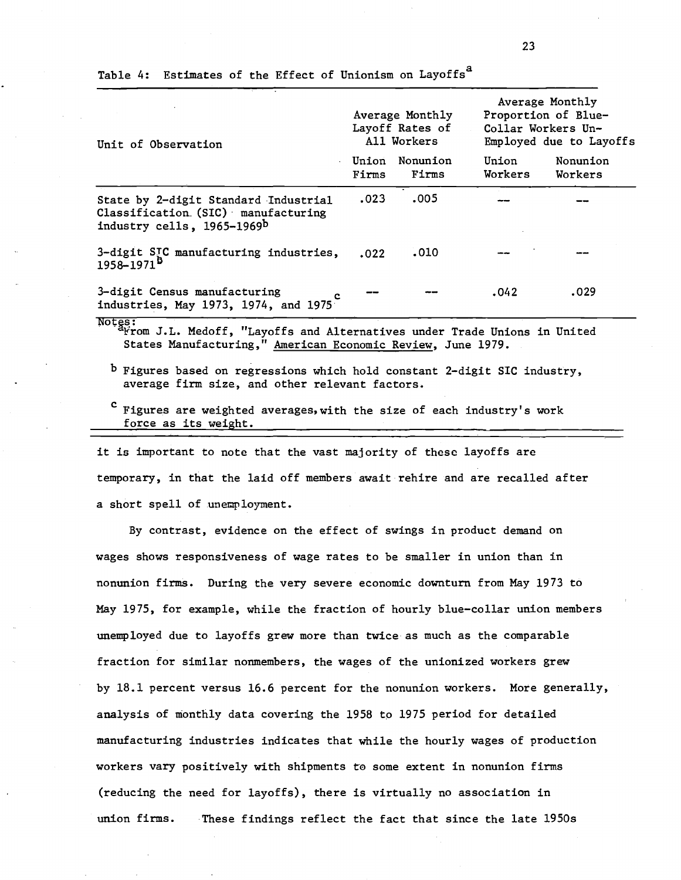Table 4: Estimates of the Effect of Unionism on Layoffs[a]

| Unit of Observation | Average Monthly Layoff Rates of All Workers | | Average Monthly Proportion of Blue-Collar Workers Unemployed due to Layoffs | |
|---|---|---|---|---|
| | Union Firms | Nonunion Firms | Union Workers | Nonunion Workers |
| State by 2-digit Standard Industrial Classification (SIC) manufacturing industry cells, 1965-1969[b] | .023 | .005 | --- | --- |
| 3-digit SIC manufacturing industries, 1958-1971[b] | .022 | .010 | --- | --- |
| 3-digit Census manufacturing industries, May 1973, 1974, and 1975[c] | --- | --- | .042 | .029 |

Notes:
[a] From J.L. Medoff, "Layoffs and Alternatives under Trade Unions in United States Manufacturing," American Economic Review, June 1979.

[b] Figures based on regressions which hold constant 2-digit SIC industry, average firm size, and other relevant factors.

[c] Figures are weighted averages, with the size of each industry's work force as its weight.

it is important to note that the vast majority of these layoffs are temporary, in that the laid off members await rehire and are recalled after a short spell of unemployment.

By contrast, evidence on the effect of swings in product demand on wages shows responsiveness of wage rates to be smaller in union than in nonunion firms. During the very severe economic downturn from May 1973 to May 1975, for example, while the fraction of hourly blue-collar union members unemployed due to layoffs grew more than twice as much as the comparable fraction for similar nonmembers, the wages of the unionized workers grew by 18.1 percent versus 16.6 percent for the nonunion workers. More generally, analysis of monthly data covering the 1958 to 1975 period for detailed manufacturing industries indicates that while the hourly wages of production workers vary positively with shipments to some extent in nonunion firms (reducing the need for layoffs), there is virtually no association in union firms. These findings reflect the fact that since the late 1950s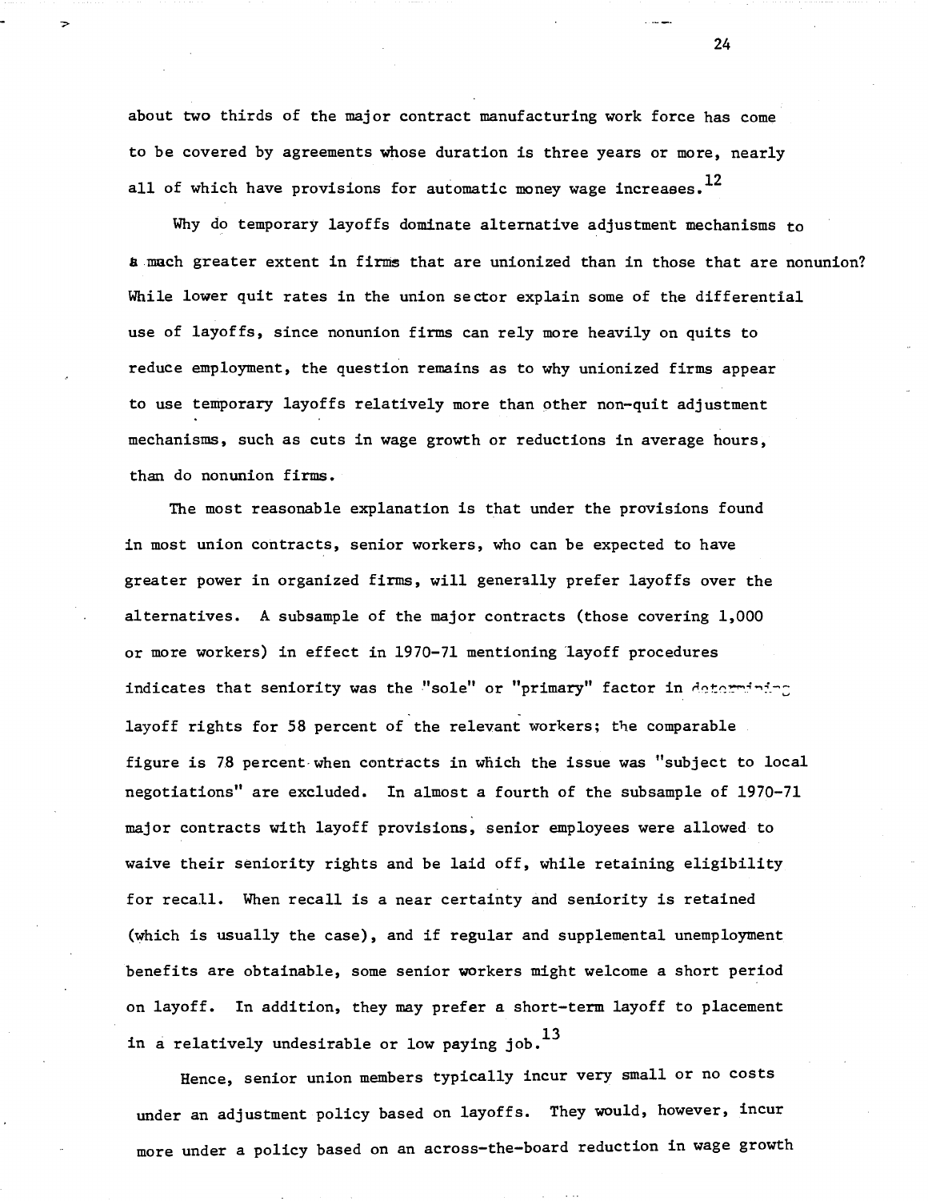about two thirds of the major contract manufacturing work force has come to be covered by agreements whose duration is three years or more, nearly all of which have provisions for automatic money wage increases.[12]

Why do temporary layoffs dominate alternative adjustment mechanisms to a much greater extent in firms that are unionized than in those that are nonunion? While lower quit rates in the union sector explain some of the differential use of layoffs, since nonunion firms can rely more heavily on quits to reduce employment, the question remains as to why unionized firms appear to use temporary layoffs relatively more than other non-quit adjustment mechanisms, such as cuts in wage growth or reductions in average hours, than do nonunion firms.

The most reasonable explanation is that under the provisions found in most union contracts, senior workers, who can be expected to have greater power in organized firms, will generally prefer layoffs over the alternatives. A subsample of the major contracts (those covering 1,000 or more workers) in effect in 1970-71 mentioning layoff procedures indicates that seniority was the "sole" or "primary" factor in determining layoff rights for 58 percent of the relevant workers; the comparable figure is 78 percent when contracts in which the issue was "subject to local negotiations" are excluded. In almost a fourth of the subsample of 1970-71 major contracts with layoff provisions, senior employees were allowed to waive their seniority rights and be laid off, while retaining eligibility for recall. When recall is a near certainty and seniority is retained (which is usually the case), and if regular and supplemental unemployment benefits are obtainable, some senior workers might welcome a short period on layoff. In addition, they may prefer a short-term layoff to placement in a relatively undesirable or low paying job.[13]

Hence, senior union members typically incur very small or no costs under an adjustment policy based on layoffs. They would, however, incur more under a policy based on an across-the-board reduction in wage growth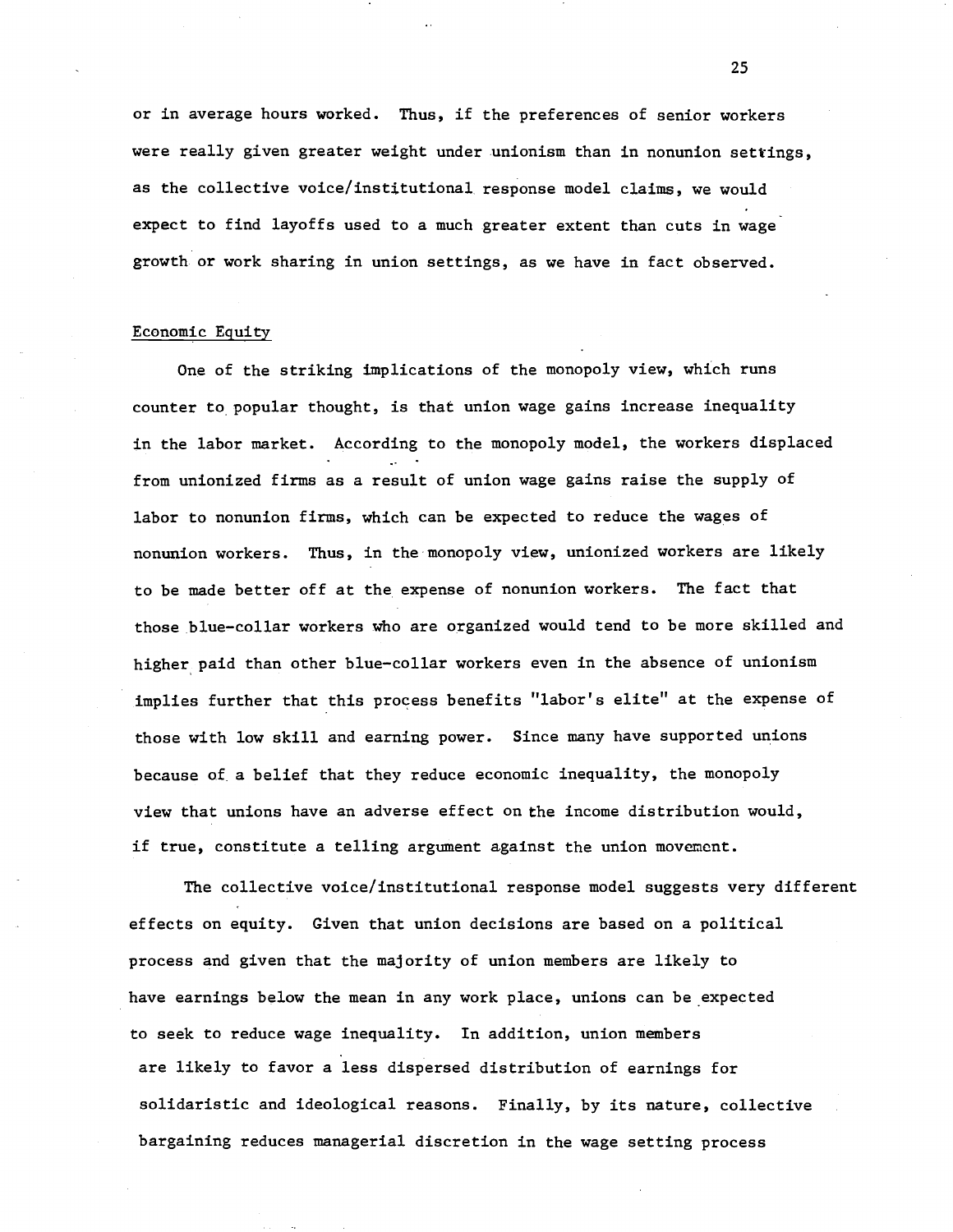or in average hours worked. Thus, if the preferences of senior workers were really given greater weight under unionism than in nonunion settings, as the collective voice/institutional response model claims, we would expect to find layoffs used to a much greater extent than cuts in wage growth or work sharing in union settings, as we have in fact observed.

## Economic Equity

One of the striking implications of the monopoly view, which runs counter to popular thought, is that union wage gains increase inequality in the labor market. According to the monopoly model, the workers displaced from unionized firms as a result of union wage gains raise the supply of labor to nonunion firms, which can be expected to reduce the wages of nonunion workers. Thus, in the monopoly view, unionized workers are likely to be made better off at the expense of nonunion workers. The fact that those blue-collar workers who are organized would tend to be more skilled and higher paid than other blue-collar workers even in the absence of unionism implies further that this process benefits "labor's elite" at the expense of those with low skill and earning power. Since many have supported unions because of a belief that they reduce economic inequality, the monopoly view that unions have an adverse effect on the income distribution would, if true, constitute a telling argument against the union movement.

The collective voice/institutional response model suggests very different effects on equity. Given that union decisions are based on a political process and given that the majority of union members are likely to have earnings below the mean in any work place, unions can be expected to seek to reduce wage inequality. In addition, union members are likely to favor a less dispersed distribution of earnings for solidaristic and ideological reasons. Finally, by its nature, collective bargaining reduces managerial discretion in the wage setting process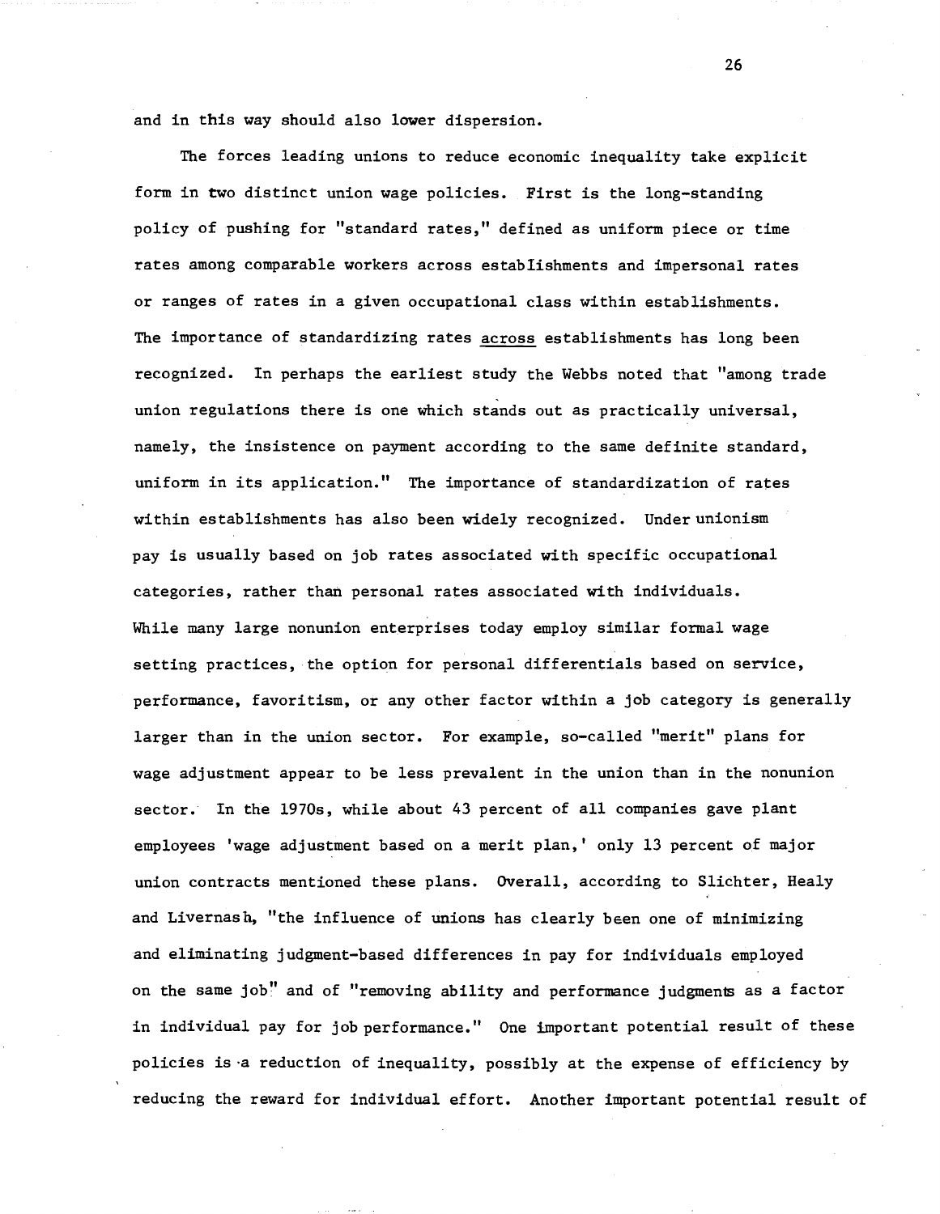and in this way should also lower dispersion.

The forces leading unions to reduce economic inequality take explicit form in two distinct union wage policies. First is the long-standing policy of pushing for "standard rates," defined as uniform piece or time rates among comparable workers across establishments and impersonal rates or ranges of rates in a given occupational class within establishments. The importance of standardizing rates <u>across</u> establishments has long been recognized. In perhaps the earliest study the Webbs noted that "among trade union regulations there is one which stands out as practically universal, namely, the insistence on payment according to the same definite standard, uniform in its application." The importance of standardization of rates within establishments has also been widely recognized. Under unionism pay is usually based on job rates associated with specific occupational categories, rather than personal rates associated with individuals. While many large nonunion enterprises today employ similar formal wage setting practices, the option for personal differentials based on service, performance, favoritism, or any other factor within a job category is generally larger than in the union sector. For example, so-called "merit" plans for wage adjustment appear to be less prevalent in the union than in the nonunion sector. In the 1970s, while about 43 percent of all companies gave plant employees 'wage adjustment based on a merit plan,' only 13 percent of major union contracts mentioned these plans. Overall, according to Slichter, Healy and Livernash, "the influence of unions has clearly been one of minimizing and eliminating judgment-based differences in pay for individuals employed on the same job" and of "removing ability and performance judgments as a factor in individual pay for job performance." One important potential result of these policies is a reduction of inequality, possibly at the expense of efficiency by reducing the reward for individual effort. Another important potential result of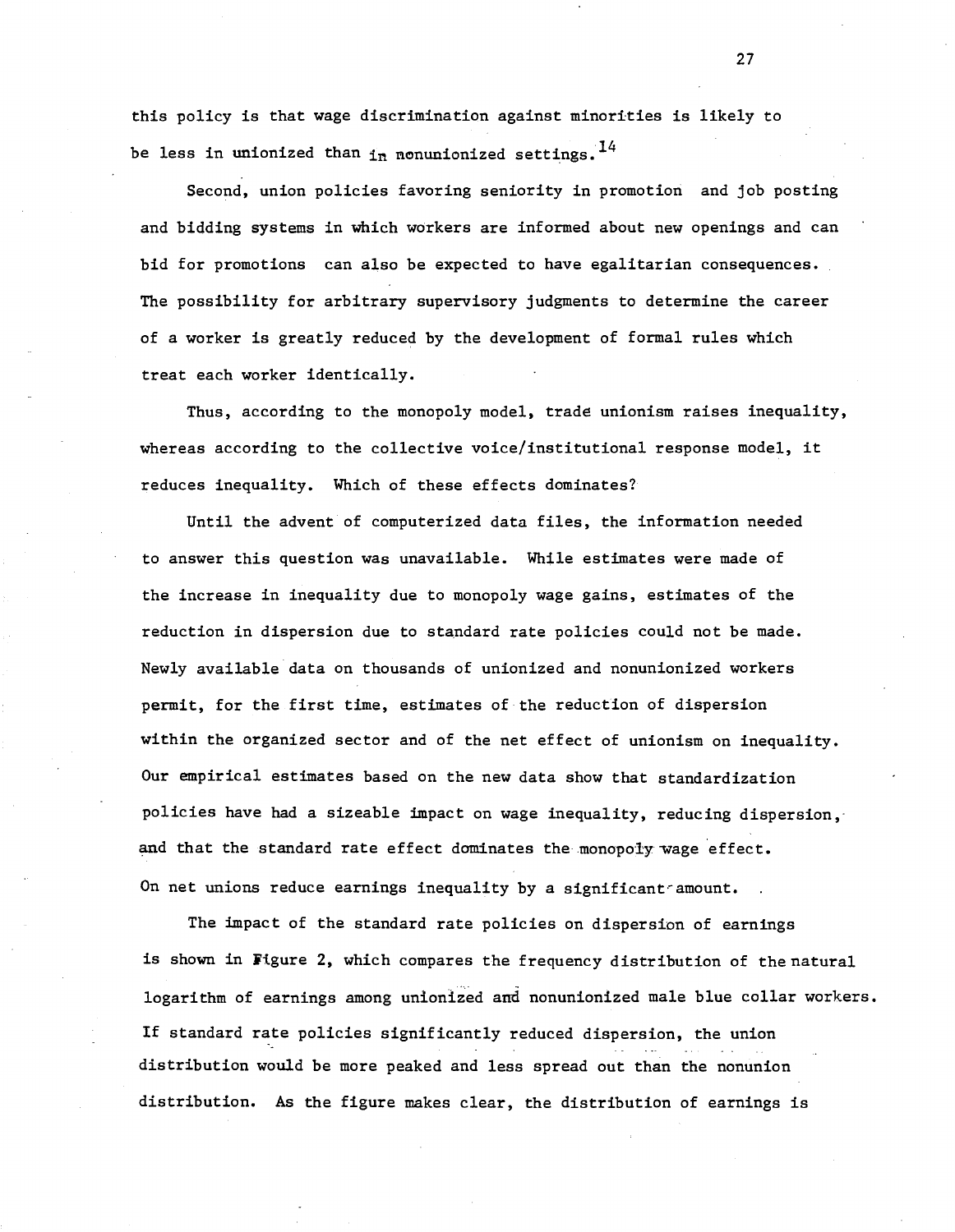this policy is that wage discrimination against minorities is likely to be less in unionized than in nonunionized settings.[14]

Second, union policies favoring seniority in promotion and job posting and bidding systems in which workers are informed about new openings and can bid for promotions can also be expected to have egalitarian consequences. The possibility for arbitrary supervisory judgments to determine the career of a worker is greatly reduced by the development of formal rules which treat each worker identically.

Thus, according to the monopoly model, trade unionism raises inequality, whereas according to the collective voice/institutional response model, it reduces inequality. Which of these effects dominates?

Until the advent of computerized data files, the information needed to answer this question was unavailable. While estimates were made of the increase in inequality due to monopoly wage gains, estimates of the reduction in dispersion due to standard rate policies could not be made. Newly available data on thousands of unionized and nonunionized workers permit, for the first time, estimates of the reduction of dispersion within the organized sector and of the net effect of unionism on inequality. Our empirical estimates based on the new data show that standardization policies have had a sizeable impact on wage inequality, reducing dispersion, and that the standard rate effect dominates the monopoly wage effect. On net unions reduce earnings inequality by a significant amount.

The impact of the standard rate policies on dispersion of earnings is shown in Figure 2, which compares the frequency distribution of the natural logarithm of earnings among unionized and nonunionized male blue collar workers. If standard rate policies significantly reduced dispersion, the union distribution would be more peaked and less spread out than the nonunion distribution. As the figure makes clear, the distribution of earnings is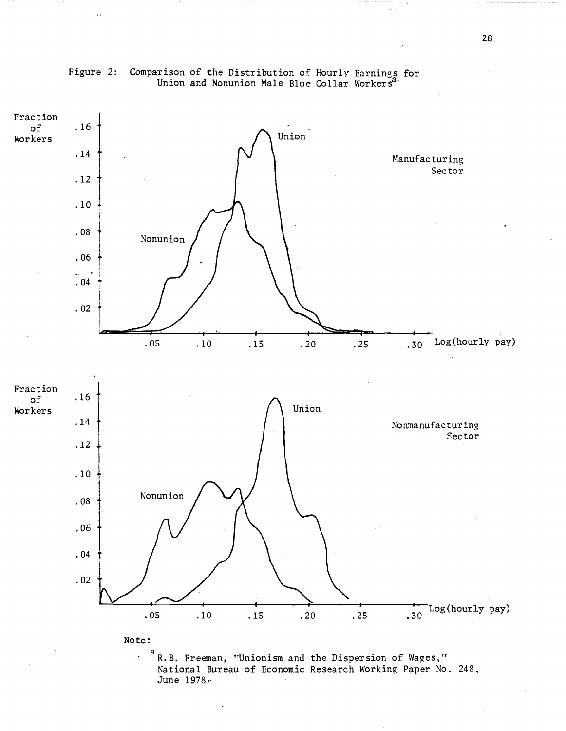Figure 2: Comparison of the Distribution of Hourly Earnings for Union and Nonunion Male Blue Collar Workers[a]

Fraction of Workers

Union

Nonunion

Manufacturing Sector

Log(hourly pay)

Fraction of Workers

Union

Nonunion

Nonmanufacturing Sector

Log(hourly pay)

Note:

[a] R.B. Freeman, "Unionism and the Dispersion of Wages," National Bureau of Economic Research Working Paper No. 248, June 1978.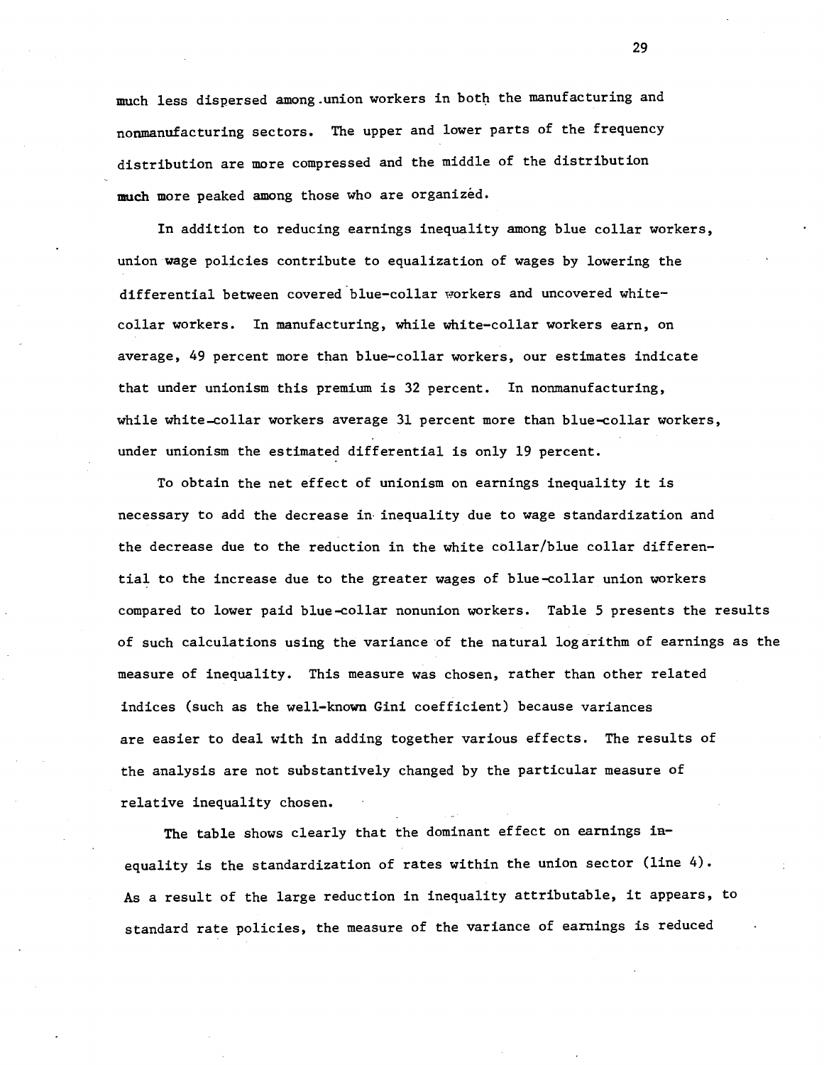much less dispersed among union workers in both the manufacturing and nonmanufacturing sectors. The upper and lower parts of the frequency distribution are more compressed and the middle of the distribution much more peaked among those who are organized.

In addition to reducing earnings inequality among blue collar workers, union wage policies contribute to equalization of wages by lowering the differential between covered blue-collar workers and uncovered white-collar workers. In manufacturing, while white-collar workers earn, on average, 49 percent more than blue-collar workers, our estimates indicate that under unionism this premium is 32 percent. In nonmanufacturing, while white-collar workers average 31 percent more than blue-collar workers, under unionism the estimated differential is only 19 percent.

To obtain the net effect of unionism on earnings inequality it is necessary to add the decrease in inequality due to wage standardization and the decrease due to the reduction in the white collar/blue collar differential to the increase due to the greater wages of blue-collar union workers compared to lower paid blue-collar nonunion workers. Table 5 presents the results of such calculations using the variance of the natural logarithm of earnings as the measure of inequality. This measure was chosen, rather than other related indices (such as the well-known Gini coefficient) because variances are easier to deal with in adding together various effects. The results of the analysis are not substantively changed by the particular measure of relative inequality chosen.

The table shows clearly that the dominant effect on earnings inequality is the standardization of rates within the union sector (line 4). As a result of the large reduction in inequality attributable, it appears, to standard rate policies, the measure of the variance of earnings is reduced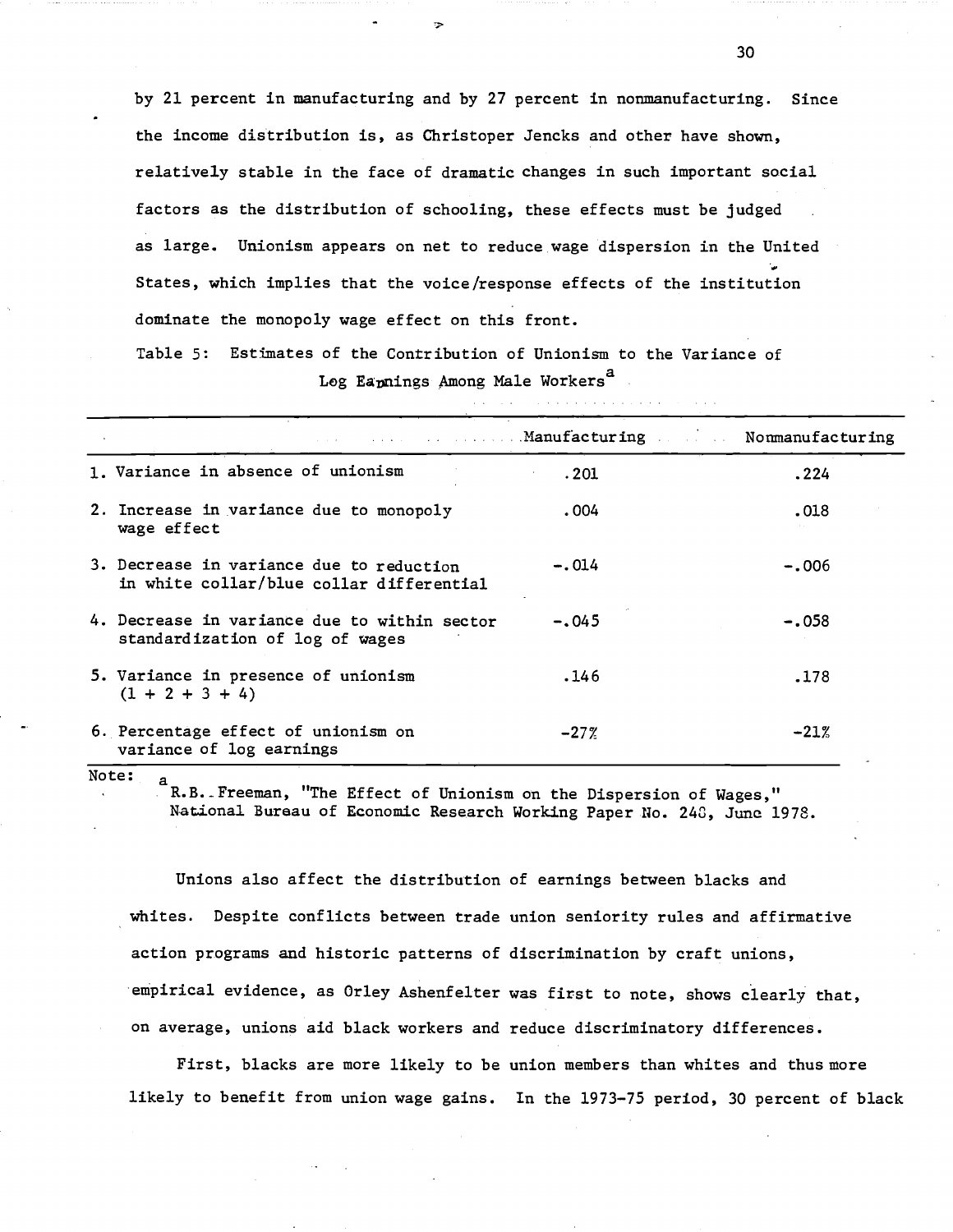by 21 percent in manufacturing and by 27 percent in nonmanufacturing. Since the income distribution is, as Christoper Jencks and other have shown, relatively stable in the face of dramatic changes in such important social factors as the distribution of schooling, these effects must be judged as large. Unionism appears on net to reduce wage dispersion in the United States, which implies that the voice/response effects of the institution dominate the monopoly wage effect on this front.

Table 5: Estimates of the Contribution of Unionism to the Variance of Log Earnings Among Male Workers[a]

| | Manufacturing | Nonmanufacturing |
|---|---|---|
| 1. Variance in absence of unionism | .201 | .224 |
| 2. Increase in variance due to monopoly wage effect | .004 | .018 |
| 3. Decrease in variance due to reduction in white collar/blue collar differential | -.014 | -.006 |
| 4. Decrease in variance due to within sector standardization of log of wages | -.045 | -.058 |
| 5. Variance in presence of unionism (1 + 2 + 3 + 4) | .146 | .178 |
| 6. Percentage effect of unionism on variance of log earnings | -27% | -21% |

Note: [a] R.B. Freeman, "The Effect of Unionism on the Dispersion of Wages," National Bureau of Economic Research Working Paper No. 248, June 1978.

Unions also affect the distribution of earnings between blacks and whites. Despite conflicts between trade union seniority rules and affirmative action programs and historic patterns of discrimination by craft unions, empirical evidence, as Orley Ashenfelter was first to note, shows clearly that, on average, unions aid black workers and reduce discriminatory differences.

First, blacks are more likely to be union members than whites and thus more likely to benefit from union wage gains. In the 1973-75 period, 30 percent of black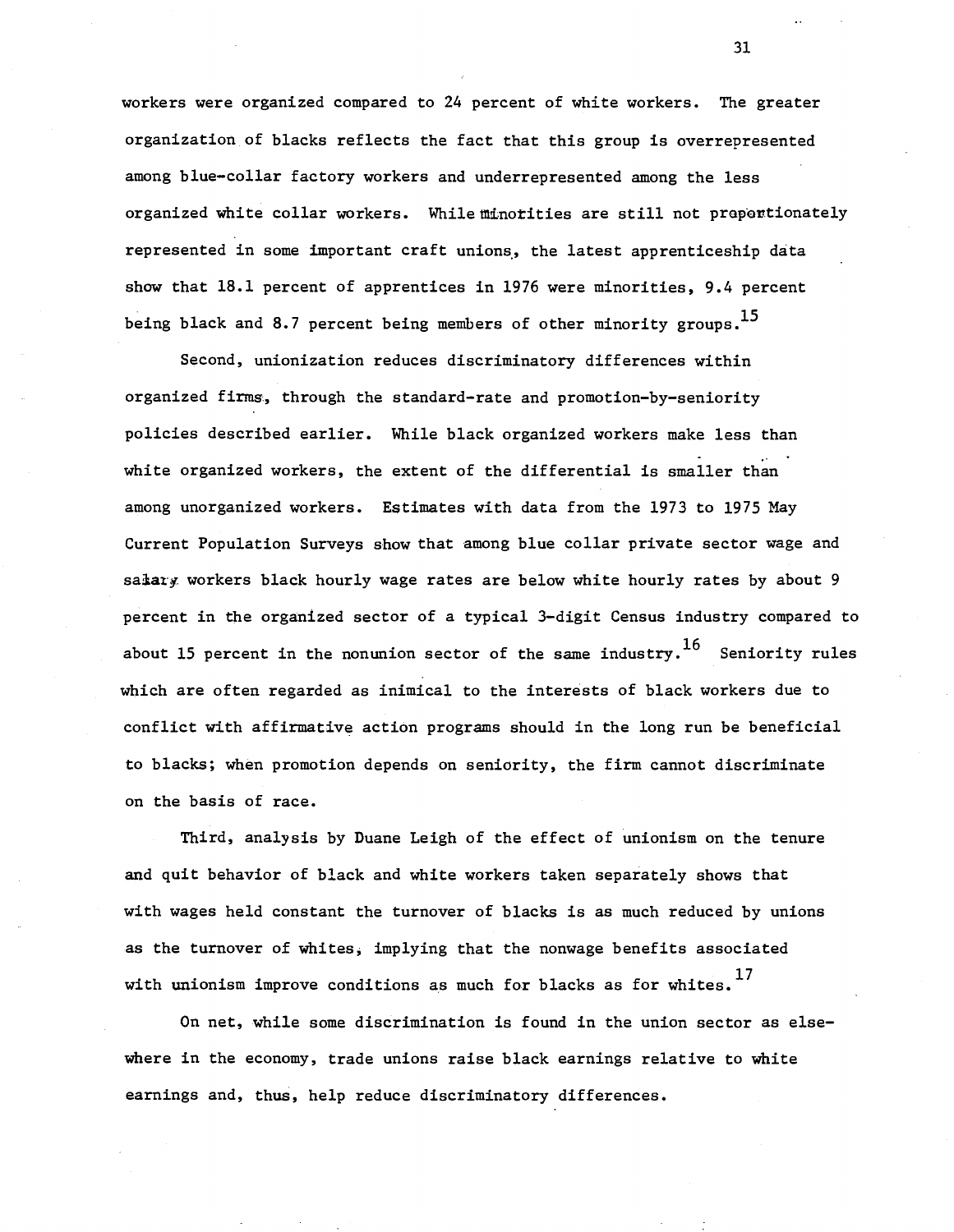workers were organized compared to 24 percent of white workers. The greater organization of blacks reflects the fact that this group is overrepresented among blue-collar factory workers and underrepresented among the less organized white collar workers. While minorities are still not proportionately represented in some important craft unions, the latest apprenticeship data show that 18.1 percent of apprentices in 1976 were minorities, 9.4 percent being black and 8.7 percent being members of other minority groups.[15]

Second, unionization reduces discriminatory differences within organized firms, through the standard-rate and promotion-by-seniority policies described earlier. While black organized workers make less than white organized workers, the extent of the differential is smaller than among unorganized workers. Estimates with data from the 1973 to 1975 May Current Population Surveys show that among blue collar private sector wage and salary workers black hourly wage rates are below white hourly rates by about 9 percent in the organized sector of a typical 3-digit Census industry compared to about 15 percent in the nonunion sector of the same industry.[16] Seniority rules which are often regarded as inimical to the interests of black workers due to conflict with affirmative action programs should in the long run be beneficial to blacks; when promotion depends on seniority, the firm cannot discriminate on the basis of race.

Third, analysis by Duane Leigh of the effect of unionism on the tenure and quit behavior of black and white workers taken separately shows that with wages held constant the turnover of blacks is as much reduced by unions as the turnover of whites, implying that the nonwage benefits associated with unionism improve conditions as much for blacks as for whites.[17]

On net, while some discrimination is found in the union sector as elsewhere in the economy, trade unions raise black earnings relative to white earnings and, thus, help reduce discriminatory differences.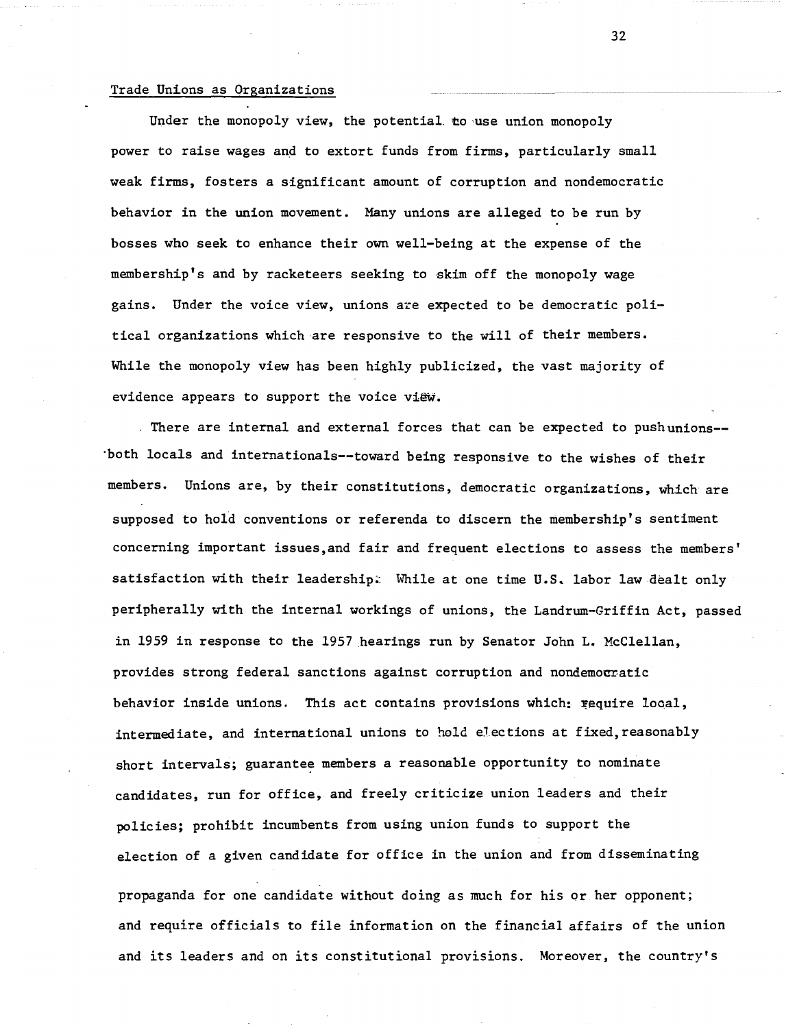## Trade Unions as Organizations

Under the monopoly view, the potential to use union monopoly power to raise wages and to extort funds from firms, particularly small weak firms, fosters a significant amount of corruption and nondemocratic behavior in the union movement. Many unions are alleged to be run by bosses who seek to enhance their own well-being at the expense of the membership's and by racketeers seeking to skim off the monopoly wage gains. Under the voice view, unions are expected to be democratic political organizations which are responsive to the will of their members. While the monopoly view has been highly publicized, the vast majority of evidence appears to support the voice view.

There are internal and external forces that can be expected to push unions--both locals and internationals--toward being responsive to the wishes of their members. Unions are, by their constitutions, democratic organizations, which are supposed to hold conventions or referenda to discern the membership's sentiment concerning important issues, and fair and frequent elections to assess the members' satisfaction with their leadership. While at one time U.S. labor law dealt only peripherally with the internal workings of unions, the Landrum-Griffin Act, passed in 1959 in response to the 1957 hearings run by Senator John L. McClellan, provides strong federal sanctions against corruption and nondemocratic behavior inside unions. This act contains provisions which: require local, intermediate, and international unions to hold elections at fixed, reasonably short intervals; guarantee members a reasonable opportunity to nominate candidates, run for office, and freely criticize union leaders and their policies; prohibit incumbents from using union funds to support the election of a given candidate for office in the union and from disseminating propaganda for one candidate without doing as much for his or her opponent; and require officials to file information on the financial affairs of the union and its leaders and on its constitutional provisions. Moreover, the country's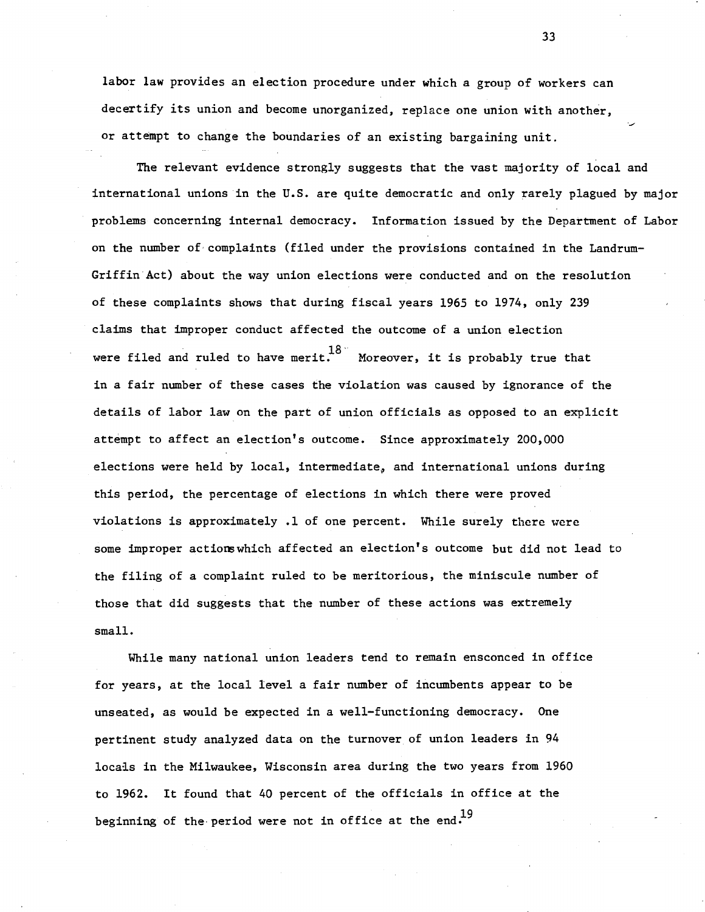labor law provides an election procedure under which a group of workers can decertify its union and become unorganized, replace one union with another, or attempt to change the boundaries of an existing bargaining unit.

The relevant evidence strongly suggests that the vast majority of local and international unions in the U.S. are quite democratic and only rarely plagued by major problems concerning internal democracy. Information issued by the Department of Labor on the number of complaints (filed under the provisions contained in the Landrum-Griffin Act) about the way union elections were conducted and on the resolution of these complaints shows that during fiscal years 1965 to 1974, only 239 claims that improper conduct affected the outcome of a union election were filed and ruled to have merit.[18] Moreover, it is probably true that in a fair number of these cases the violation was caused by ignorance of the details of labor law on the part of union officials as opposed to an explicit attempt to affect an election's outcome. Since approximately 200,000 elections were held by local, intermediate, and international unions during this period, the percentage of elections in which there were proved violations is approximately .1 of one percent. While surely there were some improper actionswhich affected an election's outcome but did not lead to the filing of a complaint ruled to be meritorious, the miniscule number of those that did suggests that the number of these actions was extremely small.

While many national union leaders tend to remain ensconced in office for years, at the local level a fair number of incumbents appear to be unseated, as would be expected in a well-functioning democracy. One pertinent study analyzed data on the turnover of union leaders in 94 locals in the Milwaukee, Wisconsin area during the two years from 1960 to 1962. It found that 40 percent of the officials in office at the beginning of the period were not in office at the end.[19]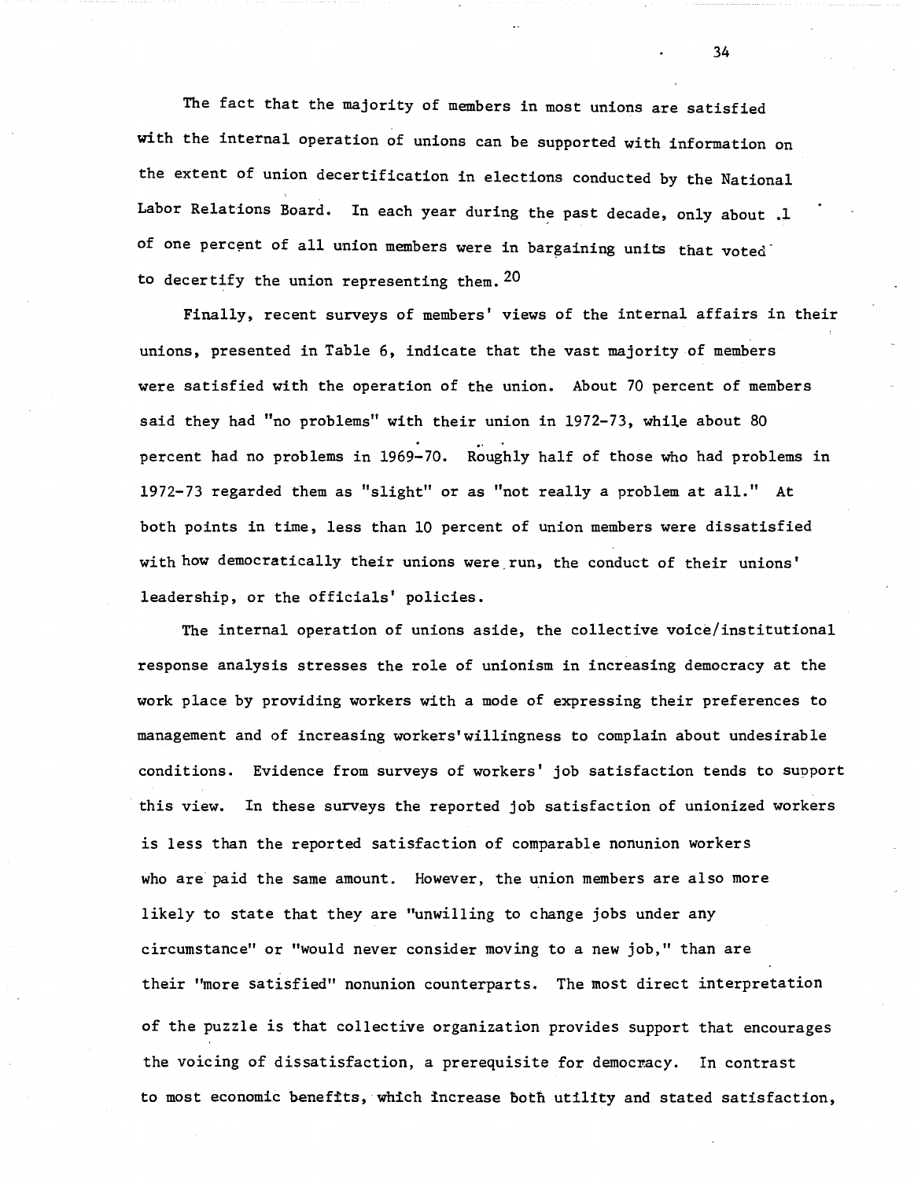The fact that the majority of members in most unions are satisfied with the internal operation of unions can be supported with information on the extent of union decertification in elections conducted by the National Labor Relations Board. In each year during the past decade, only about .1 of one percent of all union members were in bargaining units that voted to decertify the union representing them.[20]

Finally, recent surveys of members' views of the internal affairs in their unions, presented in Table 6, indicate that the vast majority of members were satisfied with the operation of the union. About 70 percent of members said they had "no problems" with their union in 1972-73, while about 80 percent had no problems in 1969-70. Roughly half of those who had problems in 1972-73 regarded them as "slight" or as "not really a problem at all." At both points in time, less than 10 percent of union members were dissatisfied with how democratically their unions were run, the conduct of their unions' leadership, or the officials' policies.

The internal operation of unions aside, the collective voice/institutional response analysis stresses the role of unionism in increasing democracy at the work place by providing workers with a mode of expressing their preferences to management and of increasing workers' willingness to complain about undesirable conditions. Evidence from surveys of workers' job satisfaction tends to support this view. In these surveys the reported job satisfaction of unionized workers is less than the reported satisfaction of comparable nonunion workers who are paid the same amount. However, the union members are also more likely to state that they are "unwilling to change jobs under any circumstance" or "would never consider moving to a new job," than are their "more satisfied" nonunion counterparts. The most direct interpretation of the puzzle is that collective organization provides support that encourages the voicing of dissatisfaction, a prerequisite for democracy. In contrast to most economic benefits, which increase both utility and stated satisfaction,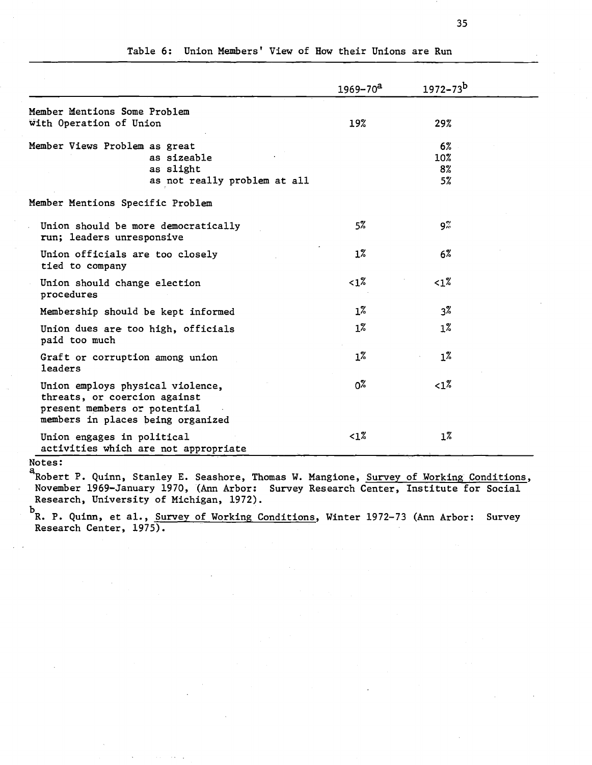Table 6: Union Members' View of How their Unions are Run

| | 1969-70[a] | 1972-73[b] |
|---|---|---|
| Member Mentions Some Problem with Operation of Union | 19% | 29% |
| Member Views Problem as great | | 6% |
| as sizeable | | 10% |
| as slight | | 8% |
| as not really problem at all | | 5% |
| Member Mentions Specific Problem | | |
| Union should be more democratically run; leaders unresponsive | 5% | 9% |
| Union officials are too closely tied to company | 1% | 6% |
| Union should change election procedures | <1% | <1% |
| Membership should be kept informed | 1% | 3% |
| Union dues are too high, officials paid too much | 1% | 1% |
| Graft or corruption among union leaders | 1% | 1% |
| Union employs physical violence, threats, or coercion against present members or potential members in places being organized | 0% | <1% |
| Union engages in political activities which are not appropriate | <1% | 1% |

Notes:

[a] Robert P. Quinn, Stanley E. Seashore, Thomas W. Mangione, Survey of Working Conditions, November 1969-January 1970, (Ann Arbor: Survey Research Center, Institute for Social Research, University of Michigan, 1972).

[b] R. P. Quinn, et al., Survey of Working Conditions, Winter 1972-73 (Ann Arbor: Survey Research Center, 1975).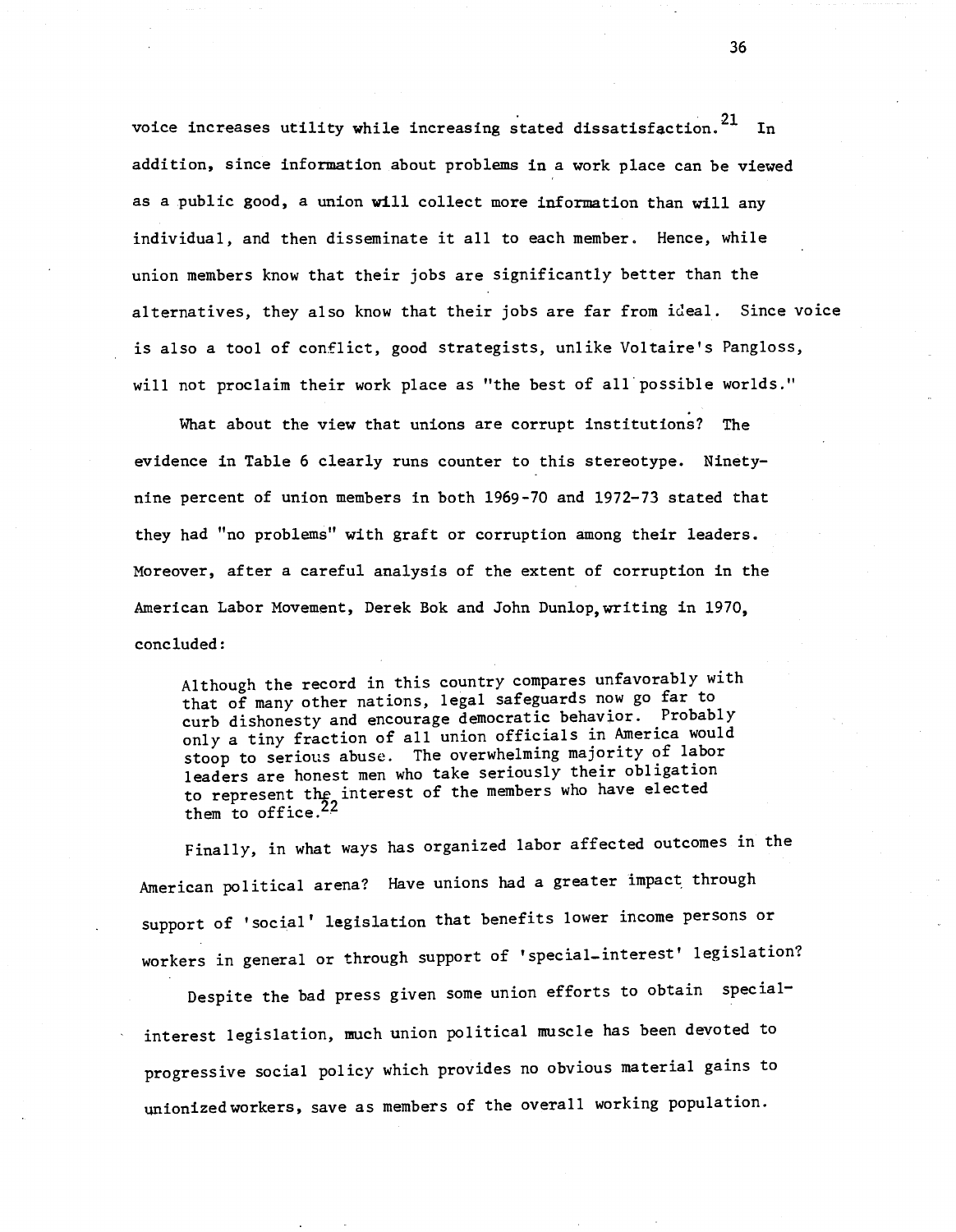voice increases utility while increasing stated dissatisfaction.[21] In addition, since information about problems in a work place can be viewed as a public good, a union will collect more information than will any individual, and then disseminate it all to each member. Hence, while union members know that their jobs are significantly better than the alternatives, they also know that their jobs are far from ideal. Since voice is also a tool of conflict, good strategists, unlike Voltaire's Pangloss, will not proclaim their work place as "the best of all possible worlds."

What about the view that unions are corrupt institutions? The evidence in Table 6 clearly runs counter to this stereotype. Ninety-nine percent of union members in both 1969-70 and 1972-73 stated that they had "no problems" with graft or corruption among their leaders. Moreover, after a careful analysis of the extent of corruption in the American Labor Movement, Derek Bok and John Dunlop, writing in 1970, concluded:

> Although the record in this country compares unfavorably with that of many other nations, legal safeguards now go far to curb dishonesty and encourage democratic behavior. Probably only a tiny fraction of all union officials in America would stoop to serious abuse. The overwhelming majority of labor leaders are honest men who take seriously their obligation to represent the interest of the members who have elected them to office.[22]

Finally, in what ways has organized labor affected outcomes in the American political arena? Have unions had a greater impact through support of 'social' legislation that benefits lower income persons or workers in general or through support of 'special-interest' legislation?

Despite the bad press given some union efforts to obtain special-interest legislation, much union political muscle has been devoted to progressive social policy which provides no obvious material gains to unionized workers, save as members of the overall working population.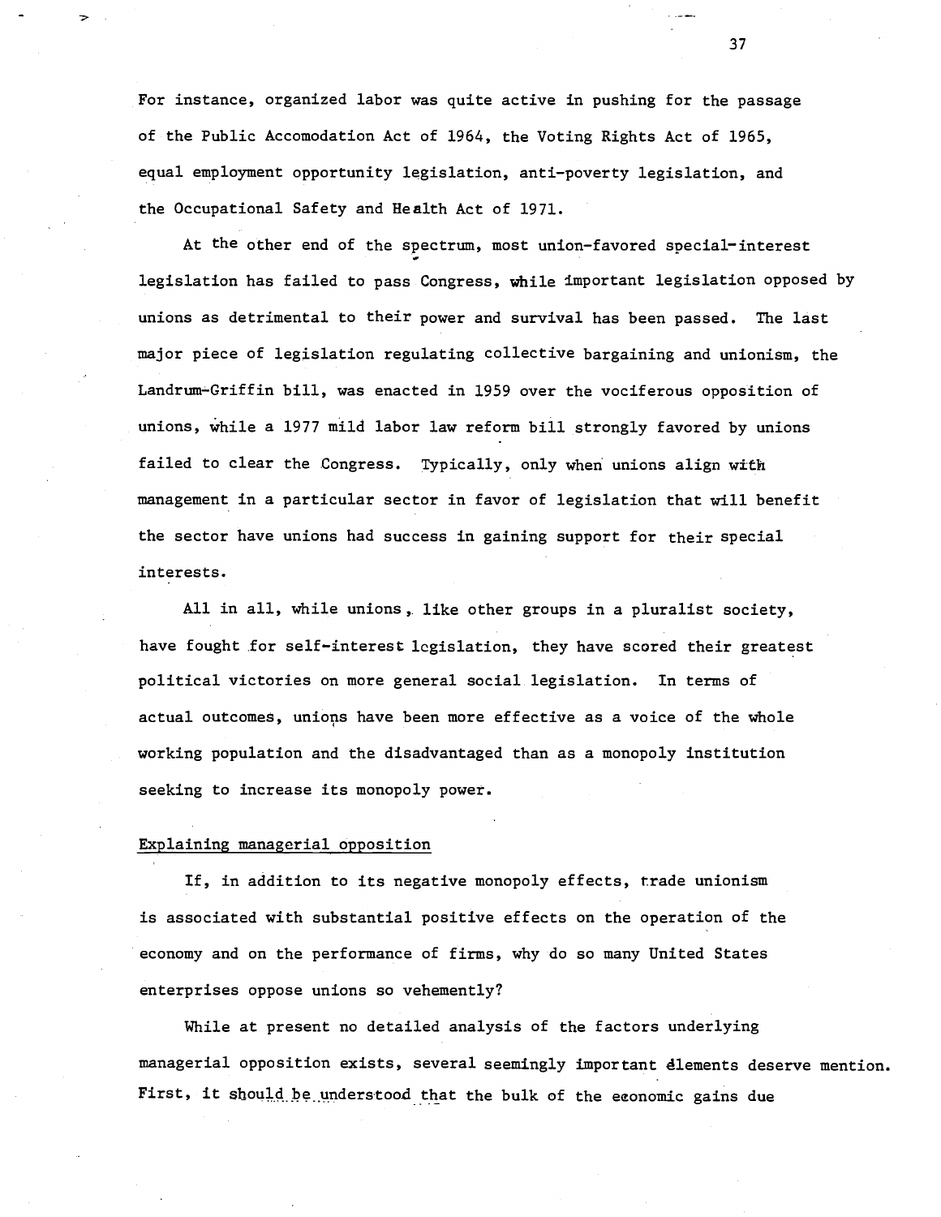For instance, organized labor was quite active in pushing for the passage of the Public Accomodation Act of 1964, the Voting Rights Act of 1965, equal employment opportunity legislation, anti-poverty legislation, and the Occupational Safety and Health Act of 1971.

At the other end of the spectrum, most union-favored special-interest legislation has failed to pass Congress, while important legislation opposed by unions as detrimental to their power and survival has been passed. The last major piece of legislation regulating collective bargaining and unionism, the Landrum-Griffin bill, was enacted in 1959 over the vociferous opposition of unions, while a 1977 mild labor law reform bill strongly favored by unions failed to clear the Congress. Typically, only when unions align with management in a particular sector in favor of legislation that will benefit the sector have unions had success in gaining support for their special interests.

All in all, while unions, like other groups in a pluralist society, have fought for self-interest legislation, they have scored their greatest political victories on more general social legislation. In terms of actual outcomes, unions have been more effective as a voice of the whole working population and the disadvantaged than as a monopoly institution seeking to increase its monopoly power.

Explaining managerial opposition

If, in addition to its negative monopoly effects, trade unionism is associated with substantial positive effects on the operation of the economy and on the performance of firms, why do so many United States enterprises oppose unions so vehemently?

While at present no detailed analysis of the factors underlying managerial opposition exists, several seemingly important elements deserve mention. First, it should be understood that the bulk of the economic gains due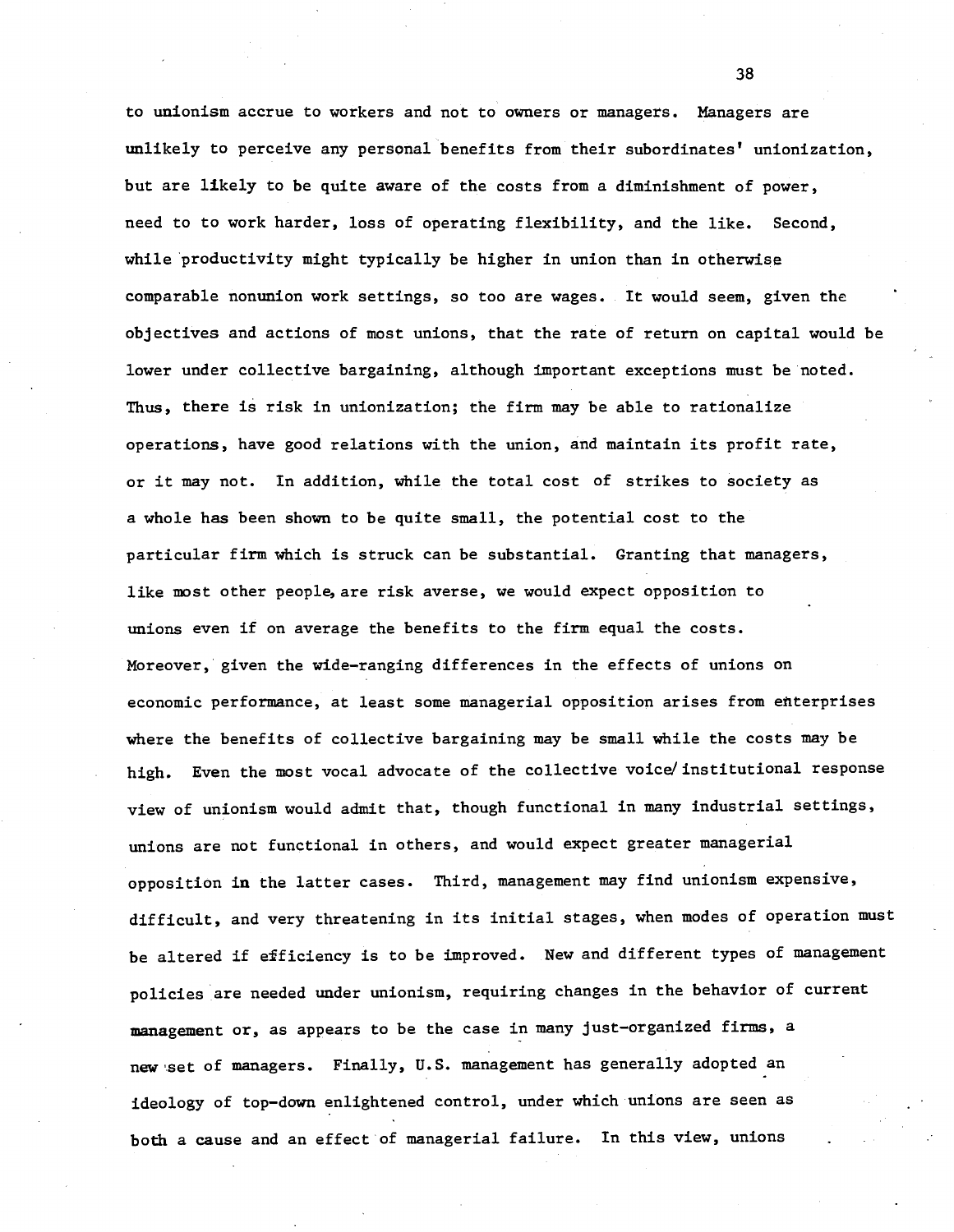to unionism accrue to workers and not to owners or managers. Managers are unlikely to perceive any personal benefits from their subordinates' unionization, but are likely to be quite aware of the costs from a diminishment of power, need to to work harder, loss of operating flexibility, and the like. Second, while productivity might typically be higher in union than in otherwise comparable nonunion work settings, so too are wages. It would seem, given the objectives and actions of most unions, that the rate of return on capital would be lower under collective bargaining, although important exceptions must be noted. Thus, there is risk in unionization; the firm may be able to rationalize operations, have good relations with the union, and maintain its profit rate, or it may not. In addition, while the total cost of strikes to society as a whole has been shown to be quite small, the potential cost to the particular firm which is struck can be substantial. Granting that managers, like most other people, are risk averse, we would expect opposition to unions even if on average the benefits to the firm equal the costs. Moreover, given the wide-ranging differences in the effects of unions on economic performance, at least some managerial opposition arises from enterprises where the benefits of collective bargaining may be small while the costs may be high. Even the most vocal advocate of the collective voice/institutional response view of unionism would admit that, though functional in many industrial settings, unions are not functional in others, and would expect greater managerial opposition in the latter cases. Third, management may find unionism expensive, difficult, and very threatening in its initial stages, when modes of operation must be altered if efficiency is to be improved. New and different types of management policies are needed under unionism, requiring changes in the behavior of current management or, as appears to be the case in many just-organized firms, a new set of managers. Finally, U.S. management has generally adopted an ideology of top-down enlightened control, under which unions are seen as both a cause and an effect of managerial failure. In this view, unions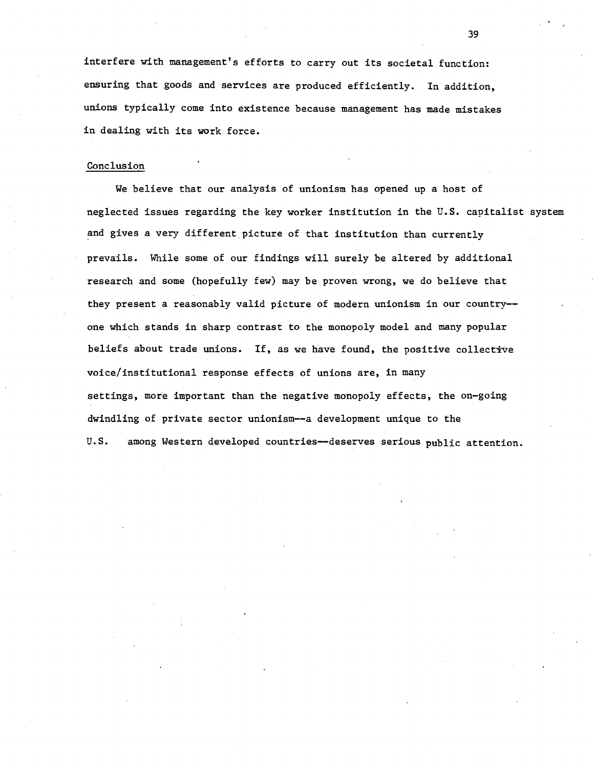interfere with management's efforts to carry out its societal function: ensuring that goods and services are produced efficiently. In addition, unions typically come into existence because management has made mistakes in dealing with its work force.

## Conclusion

We believe that our analysis of unionism has opened up a host of neglected issues regarding the key worker institution in the U.S. capitalist system and gives a very different picture of that institution than currently prevails. While some of our findings will surely be altered by additional research and some (hopefully few) may be proven wrong, we do believe that they present a reasonably valid picture of modern unionism in our country--one which stands in sharp contrast to the monopoly model and many popular beliefs about trade unions. If, as we have found, the positive collective voice/institutional response effects of unions are, in many settings, more important than the negative monopoly effects, the on-going dwindling of private sector unionism--a development unique to the U.S. among Western developed countries--deserves serious public attention.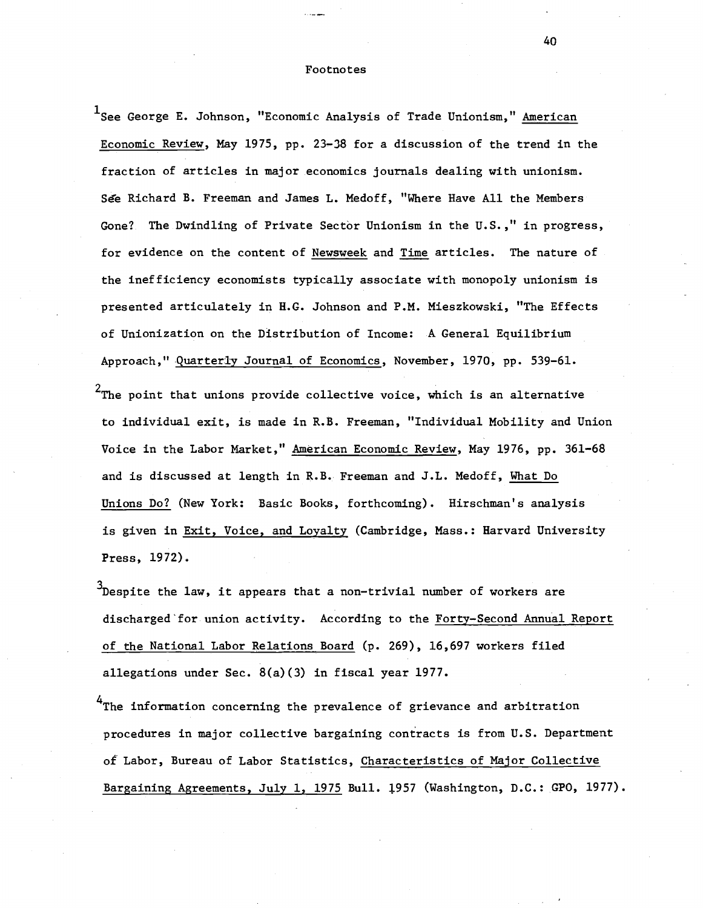## Footnotes

[1]See George E. Johnson, "Economic Analysis of Trade Unionism," American Economic Review, May 1975, pp. 23-38 for a discussion of the trend in the fraction of articles in major economics journals dealing with unionism. See Richard B. Freeman and James L. Medoff, "Where Have All the Members Gone? The Dwindling of Private Sector Unionism in the U.S.," in progress, for evidence on the content of Newsweek and Time articles. The nature of the inefficiency economists typically associate with monopoly unionism is presented articulately in H.G. Johnson and P.M. Mieszkowski, "The Effects of Unionization on the Distribution of Income: A General Equilibrium Approach," Quarterly Journal of Economics, November, 1970, pp. 539-61.

[2]The point that unions provide collective voice, which is an alternative to individual exit, is made in R.B. Freeman, "Individual Mobility and Union Voice in the Labor Market," American Economic Review, May 1976, pp. 361-68 and is discussed at length in R.B. Freeman and J.L. Medoff, What Do Unions Do? (New York: Basic Books, forthcoming). Hirschman's analysis is given in Exit, Voice, and Loyalty (Cambridge, Mass.: Harvard University Press, 1972).

[3]Despite the law, it appears that a non-trivial number of workers are discharged for union activity. According to the Forty-Second Annual Report of the National Labor Relations Board (p. 269), 16,697 workers filed allegations under Sec. 8(a)(3) in fiscal year 1977.

[4]The information concerning the prevalence of grievance and arbitration procedures in major collective bargaining contracts is from U.S. Department of Labor, Bureau of Labor Statistics, Characteristics of Major Collective Bargaining Agreements, July 1, 1975 Bull. 1957 (Washington, D.C.: GPO, 1977).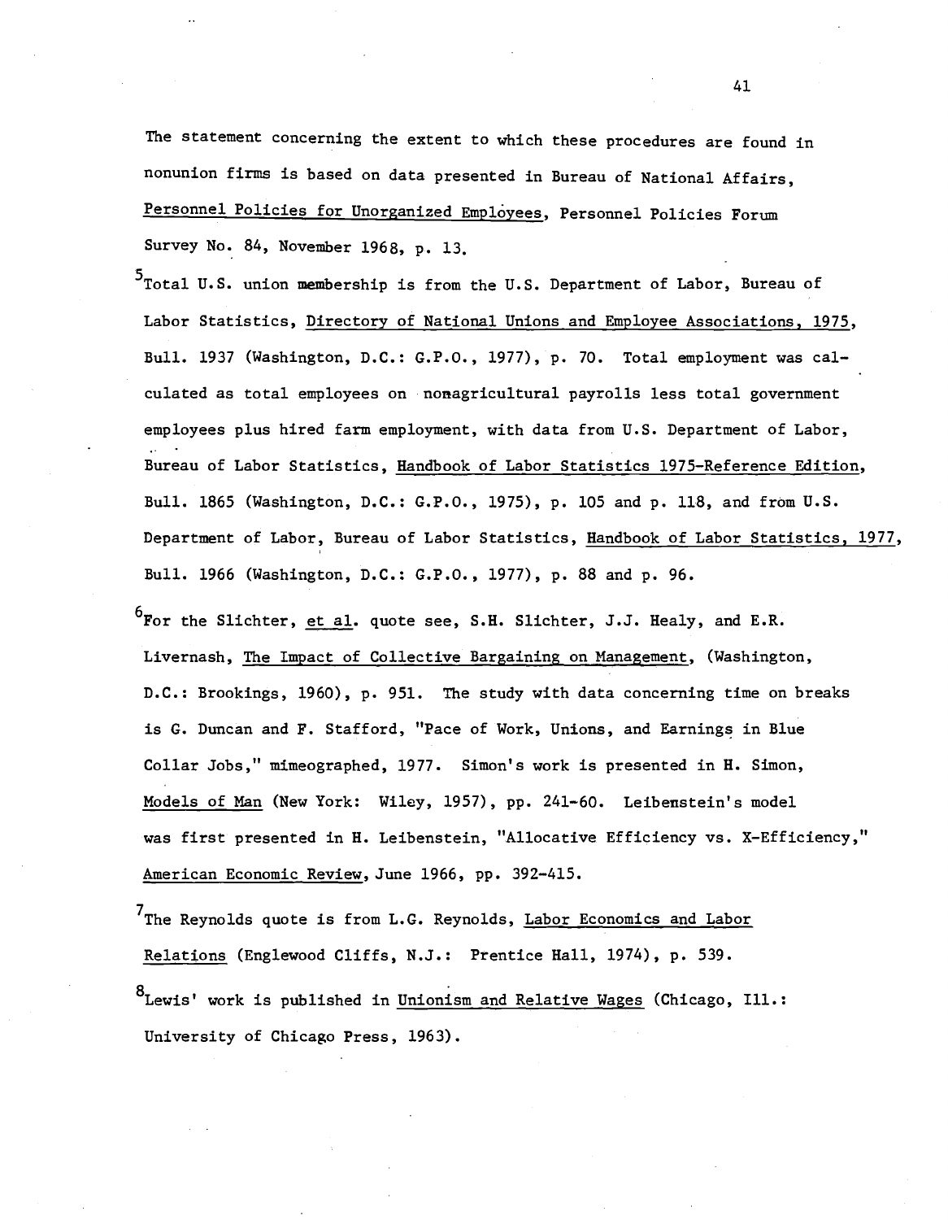The statement concerning the extent to which these procedures are found in nonunion firms is based on data presented in Bureau of National Affairs, Personnel Policies for Unorganized Employees, Personnel Policies Forum Survey No. 84, November 1968, p. 13.

[5]Total U.S. union membership is from the U.S. Department of Labor, Bureau of Labor Statistics, Directory of National Unions and Employee Associations, 1975, Bull. 1937 (Washington, D.C.: G.P.O., 1977), p. 70. Total employment was calculated as total employees on nonagricultural payrolls less total government employees plus hired farm employment, with data from U.S. Department of Labor, Bureau of Labor Statistics, Handbook of Labor Statistics 1975-Reference Edition, Bull. 1865 (Washington, D.C.: G.P.O., 1975), p. 105 and p. 118, and from U.S. Department of Labor, Bureau of Labor Statistics, Handbook of Labor Statistics, 1977, Bull. 1966 (Washington, D.C.: G.P.O., 1977), p. 88 and p. 96.

[6]For the Slichter, et al. quote see, S.H. Slichter, J.J. Healy, and E.R. Livernash, The Impact of Collective Bargaining on Management, (Washington, D.C.: Brookings, 1960), p. 951. The study with data concerning time on breaks is G. Duncan and F. Stafford, "Pace of Work, Unions, and Earnings in Blue Collar Jobs," mimeographed, 1977. Simon's work is presented in H. Simon, Models of Man (New York: Wiley, 1957), pp. 241-60. Leibenstein's model was first presented in H. Leibenstein, "Allocative Efficiency vs. X-Efficiency," American Economic Review, June 1966, pp. 392-415.

[7]The Reynolds quote is from L.G. Reynolds, Labor Economics and Labor Relations (Englewood Cliffs, N.J.: Prentice Hall, 1974), p. 539.

[8]Lewis' work is published in Unionism and Relative Wages (Chicago, Ill.: University of Chicago Press, 1963).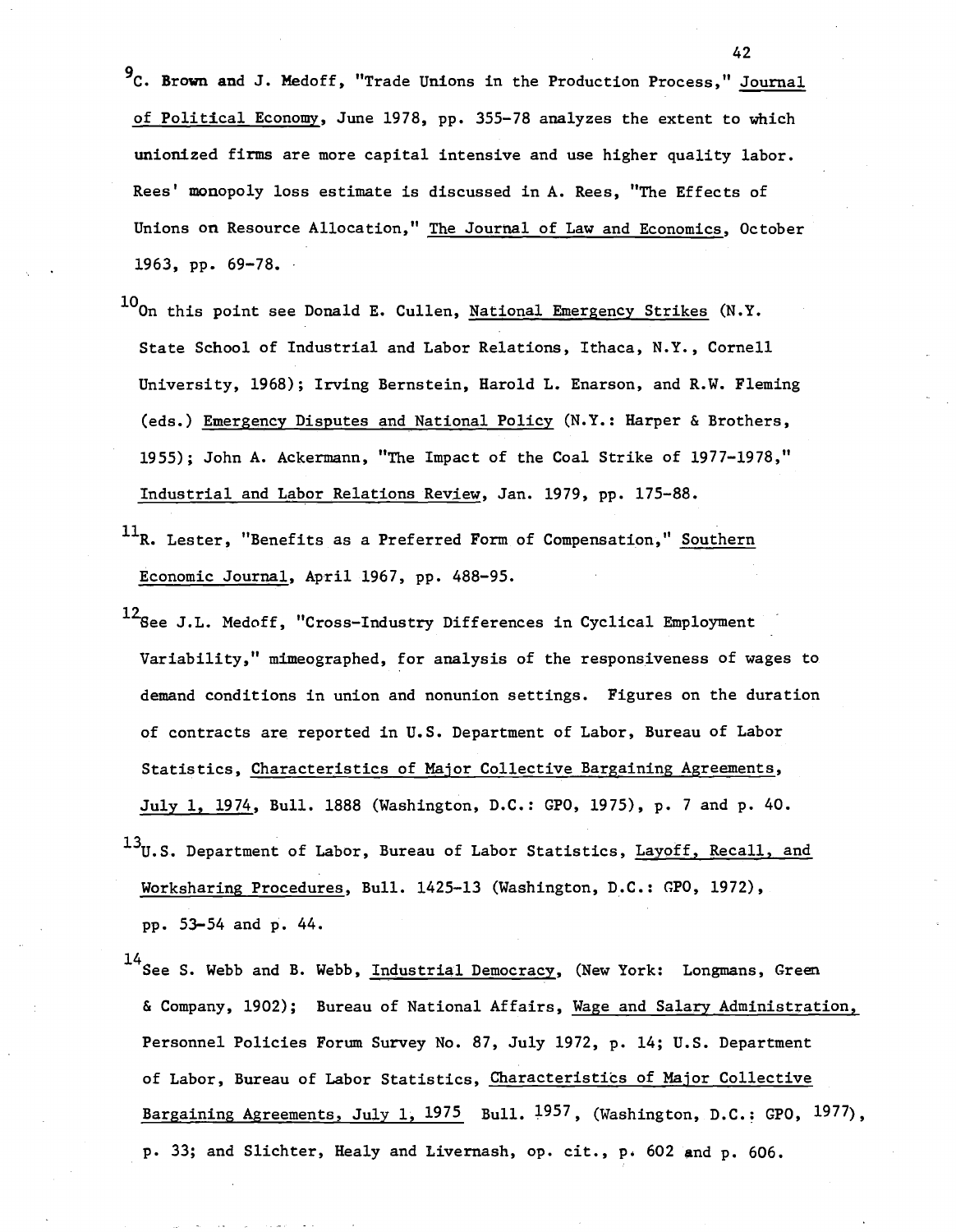[9] C. Brown and J. Medoff, "Trade Unions in the Production Process," Journal of Political Economy, June 1978, pp. 355-78 analyzes the extent to which unionized firms are more capital intensive and use higher quality labor. Rees' monopoly loss estimate is discussed in A. Rees, "The Effects of Unions on Resource Allocation," The Journal of Law and Economics, October 1963, pp. 69-78.

[10] On this point see Donald E. Cullen, National Emergency Strikes (N.Y. State School of Industrial and Labor Relations, Ithaca, N.Y., Cornell University, 1968); Irving Bernstein, Harold L. Enarson, and R.W. Fleming (eds.) Emergency Disputes and National Policy (N.Y.: Harper & Brothers, 1955); John A. Ackermann, "The Impact of the Coal Strike of 1977-1978," Industrial and Labor Relations Review, Jan. 1979, pp. 175-88.

[11] R. Lester, "Benefits as a Preferred Form of Compensation," Southern Economic Journal, April 1967, pp. 488-95.

[12] See J.L. Medoff, "Cross-Industry Differences in Cyclical Employment Variability," mimeographed, for analysis of the responsiveness of wages to demand conditions in union and nonunion settings. Figures on the duration of contracts are reported in U.S. Department of Labor, Bureau of Labor Statistics, Characteristics of Major Collective Bargaining Agreements, July 1, 1974, Bull. 1888 (Washington, D.C.: GPO, 1975), p. 7 and p. 40.

[13] U.S. Department of Labor, Bureau of Labor Statistics, Layoff, Recall, and Worksharing Procedures, Bull. 1425-13 (Washington, D.C.: GPO, 1972), pp. 53-54 and p. 44.

[14] See S. Webb and B. Webb, Industrial Democracy, (New York: Longmans, Green & Company, 1902); Bureau of National Affairs, Wage and Salary Administration, Personnel Policies Forum Survey No. 87, July 1972, p. 14; U.S. Department of Labor, Bureau of Labor Statistics, Characteristics of Major Collective Bargaining Agreements, July 1, 1975 Bull. 1957, (Washington, D.C.: GPO, 1977), p. 33; and Slichter, Healy and Livernash, op. cit., p. 602 and p. 606.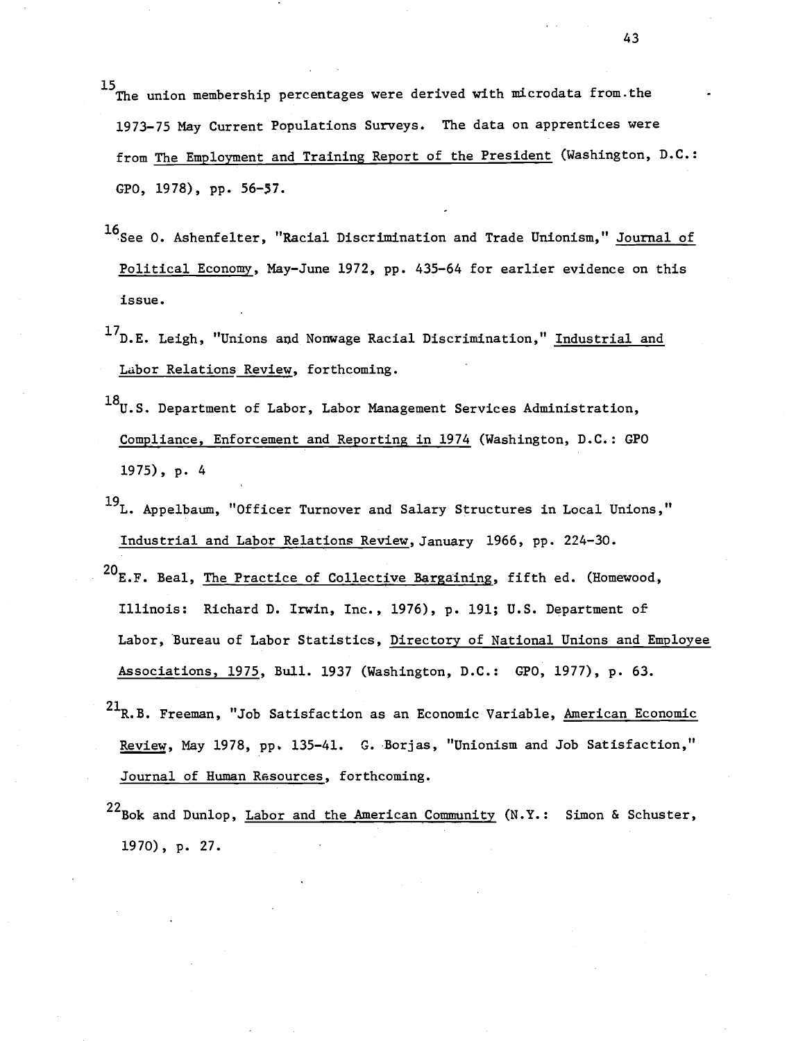[15] The union membership percentages were derived with microdata from the 1973-75 May Current Populations Surveys. The data on apprentices were from The Employment and Training Report of the President (Washington, D.C.: GPO, 1978), pp. 56-57.

[16] See O. Ashenfelter, "Racial Discrimination and Trade Unionism," Journal of Political Economy, May-June 1972, pp. 435-64 for earlier evidence on this issue.

[17] D.E. Leigh, "Unions and Nonwage Racial Discrimination," Industrial and Labor Relations Review, forthcoming.

[18] U.S. Department of Labor, Labor Management Services Administration, Compliance, Enforcement and Reporting in 1974 (Washington, D.C.: GPO 1975), p. 4

[19] L. Appelbaum, "Officer Turnover and Salary Structures in Local Unions," Industrial and Labor Relations Review, January 1966, pp. 224-30.

[20] E.F. Beal, The Practice of Collective Bargaining, fifth ed. (Homewood, Illinois: Richard D. Irwin, Inc., 1976), p. 191; U.S. Department of Labor, Bureau of Labor Statistics, Directory of National Unions and Employee Associations, 1975, Bull. 1937 (Washington, D.C.: GPO, 1977), p. 63.

[21] R.B. Freeman, "Job Satisfaction as an Economic Variable, American Economic Review, May 1978, pp. 135-41. G. Borjas, "Unionism and Job Satisfaction," Journal of Human Resources, forthcoming.

[22] Bok and Dunlop, Labor and the American Community (N.Y.: Simon & Schuster, 1970), p. 27.